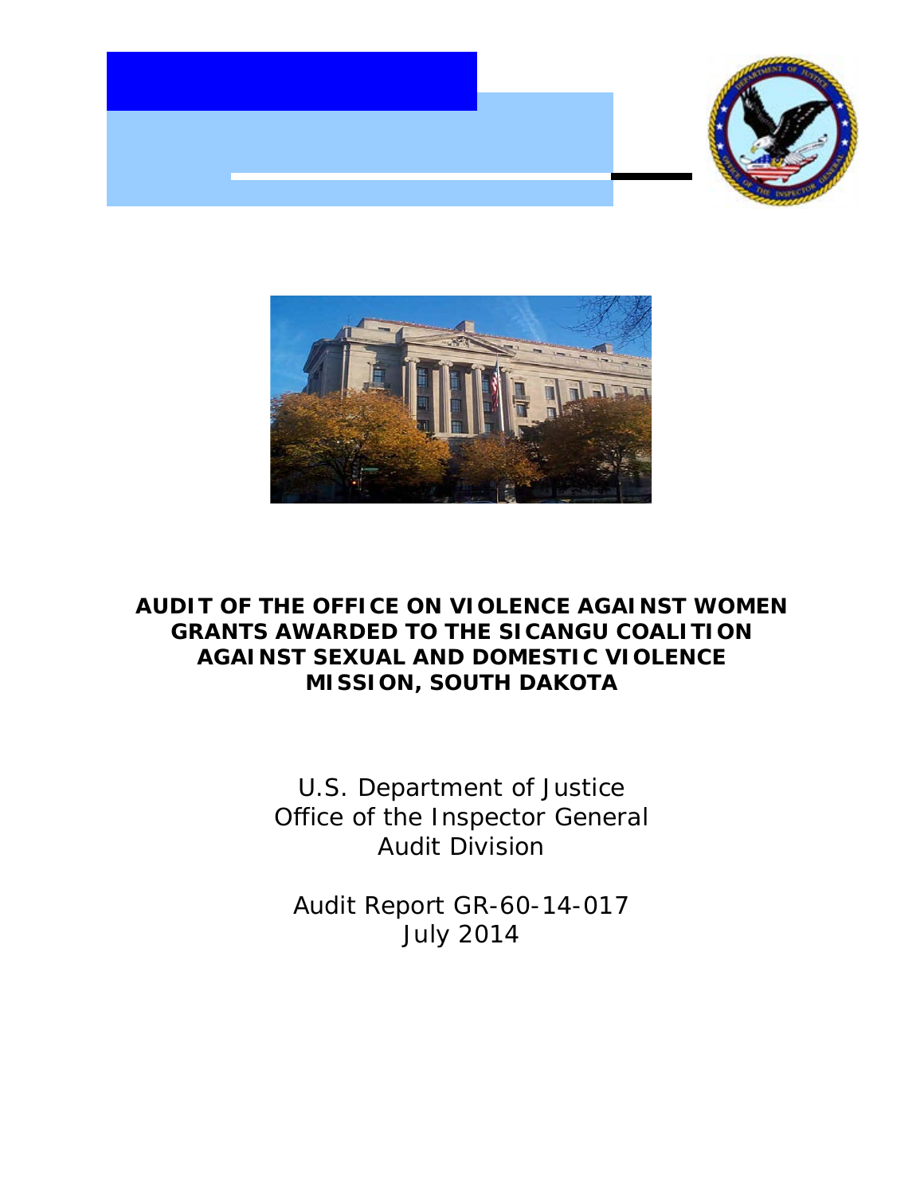# AUDIT OF THE OFFICE ON VIOLENCE AGAINST WOMEN GRANTS AWARDED TO THE SICANGU COALITION AGAINST SEXUAL AND DOMESTIC VIOLENCE MISSION, SOUTH DAKOTA

U.S. Department of Justice
Office of the Inspector General
Audit Division

Audit Report GR-60-14-017
July 2014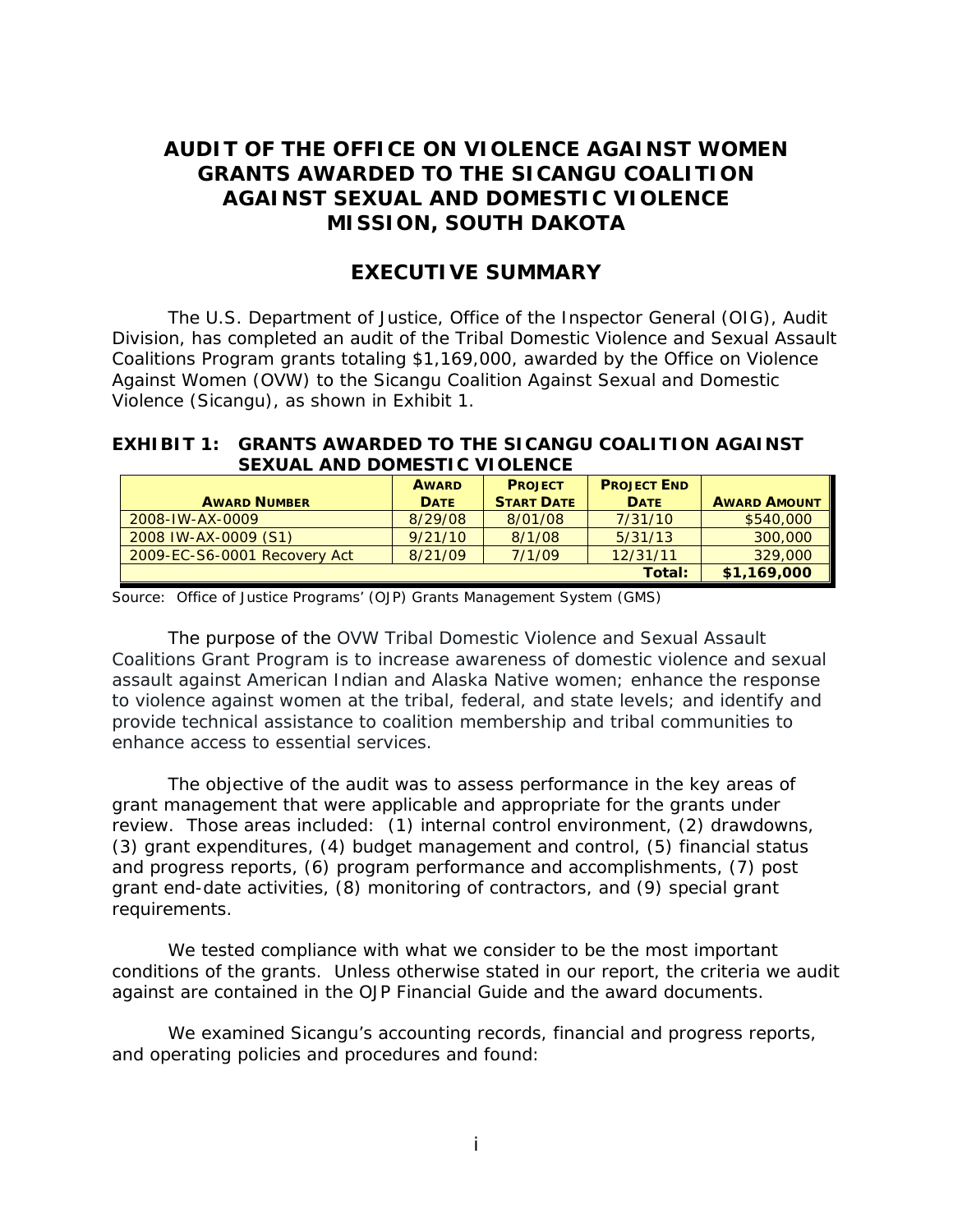# AUDIT OF THE OFFICE ON VIOLENCE AGAINST WOMEN GRANTS AWARDED TO THE SICANGU COALITION AGAINST SEXUAL AND DOMESTIC VIOLENCE MISSION, SOUTH DAKOTA

## EXECUTIVE SUMMARY

The U.S. Department of Justice, Office of the Inspector General (OIG), Audit Division, has completed an audit of the Tribal Domestic Violence and Sexual Assault Coalitions Program grants totaling $1,169,000, awarded by the Office on Violence Against Women (OVW) to the Sicangu Coalition Against Sexual and Domestic Violence (Sicangu), as shown in Exhibit 1.

**EXHIBIT 1: GRANTS AWARDED TO THE SICANGU COALITION AGAINST SEXUAL AND DOMESTIC VIOLENCE**

| AWARD NUMBER | AWARD DATE | PROJECT START DATE | PROJECT END DATE | AWARD AMOUNT |
|---|---|---|---|---|
| 2008-IW-AX-0009 | 8/29/08 | 8/01/08 | 7/31/10 | $540,000 |
| 2008 IW-AX-0009 (S1) | 9/21/10 | 8/1/08 | 5/31/13 | 300,000 |
| 2009-EC-S6-0001 Recovery Act | 8/21/09 | 7/1/09 | 12/31/11 | 329,000 |
| | | | **Total:** | **$1,169,000** |

Source: Office of Justice Programs' (OJP) Grants Management System (GMS)

The purpose of the OVW Tribal Domestic Violence and Sexual Assault Coalitions Grant Program is to increase awareness of domestic violence and sexual assault against American Indian and Alaska Native women; enhance the response to violence against women at the tribal, federal, and state levels; and identify and provide technical assistance to coalition membership and tribal communities to enhance access to essential services.

The objective of the audit was to assess performance in the key areas of grant management that were applicable and appropriate for the grants under review. Those areas included: (1) internal control environment, (2) drawdowns, (3) grant expenditures, (4) budget management and control, (5) financial status and progress reports, (6) program performance and accomplishments, (7) post grant end-date activities, (8) monitoring of contractors, and (9) special grant requirements.

We tested compliance with what we consider to be the most important conditions of the grants. Unless otherwise stated in our report, the criteria we audit against are contained in the OJP Financial Guide and the award documents.

We examined Sicangu's accounting records, financial and progress reports, and operating policies and procedures and found: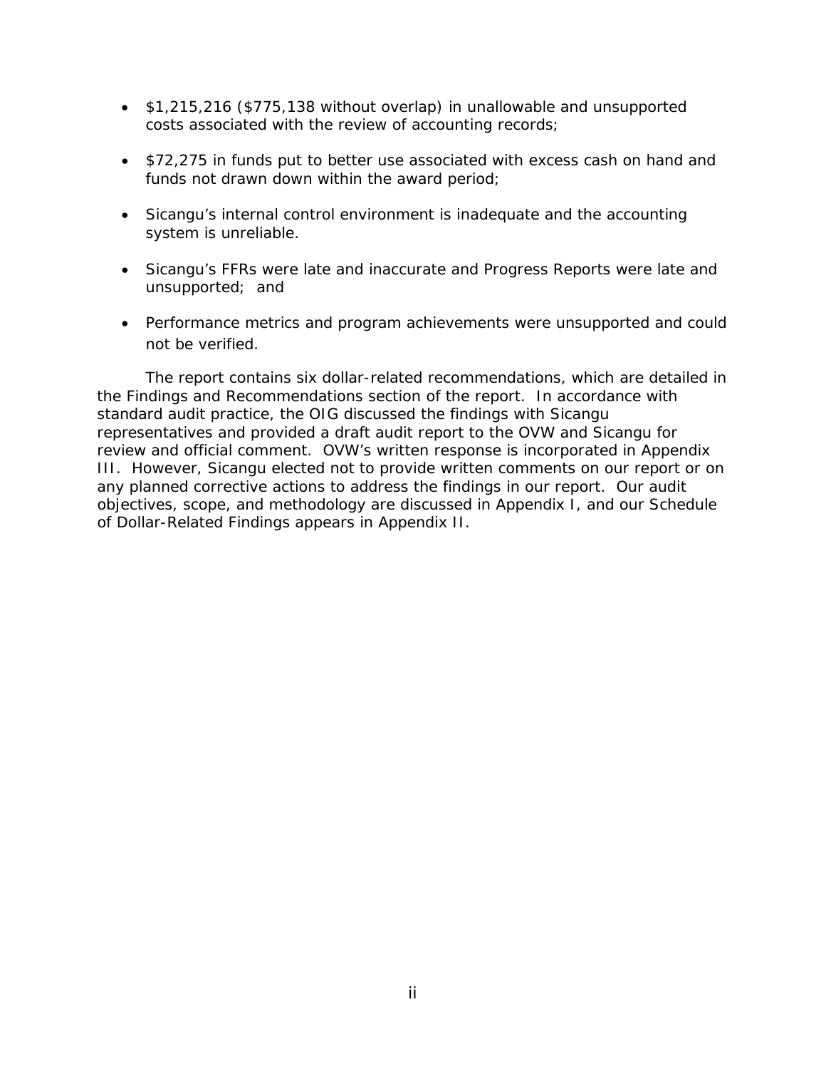- $1,215,216 ($775,138 without overlap) in unallowable and unsupported costs associated with the review of accounting records;

- $72,275 in funds put to better use associated with excess cash on hand and funds not drawn down within the award period;

- Sicangu's internal control environment is inadequate and the accounting system is unreliable.

- Sicangu's FFRs were late and inaccurate and Progress Reports were late and unsupported; and

- Performance metrics and program achievements were unsupported and could not be verified.

The report contains six dollar-related recommendations, which are detailed in the Findings and Recommendations section of the report. In accordance with standard audit practice, the OIG discussed the findings with Sicangu representatives and provided a draft audit report to the OVW and Sicangu for review and official comment. OVW's written response is incorporated in Appendix III. However, Sicangu elected not to provide written comments on our report or on any planned corrective actions to address the findings in our report. Our audit objectives, scope, and methodology are discussed in Appendix I, and our Schedule of Dollar-Related Findings appears in Appendix II.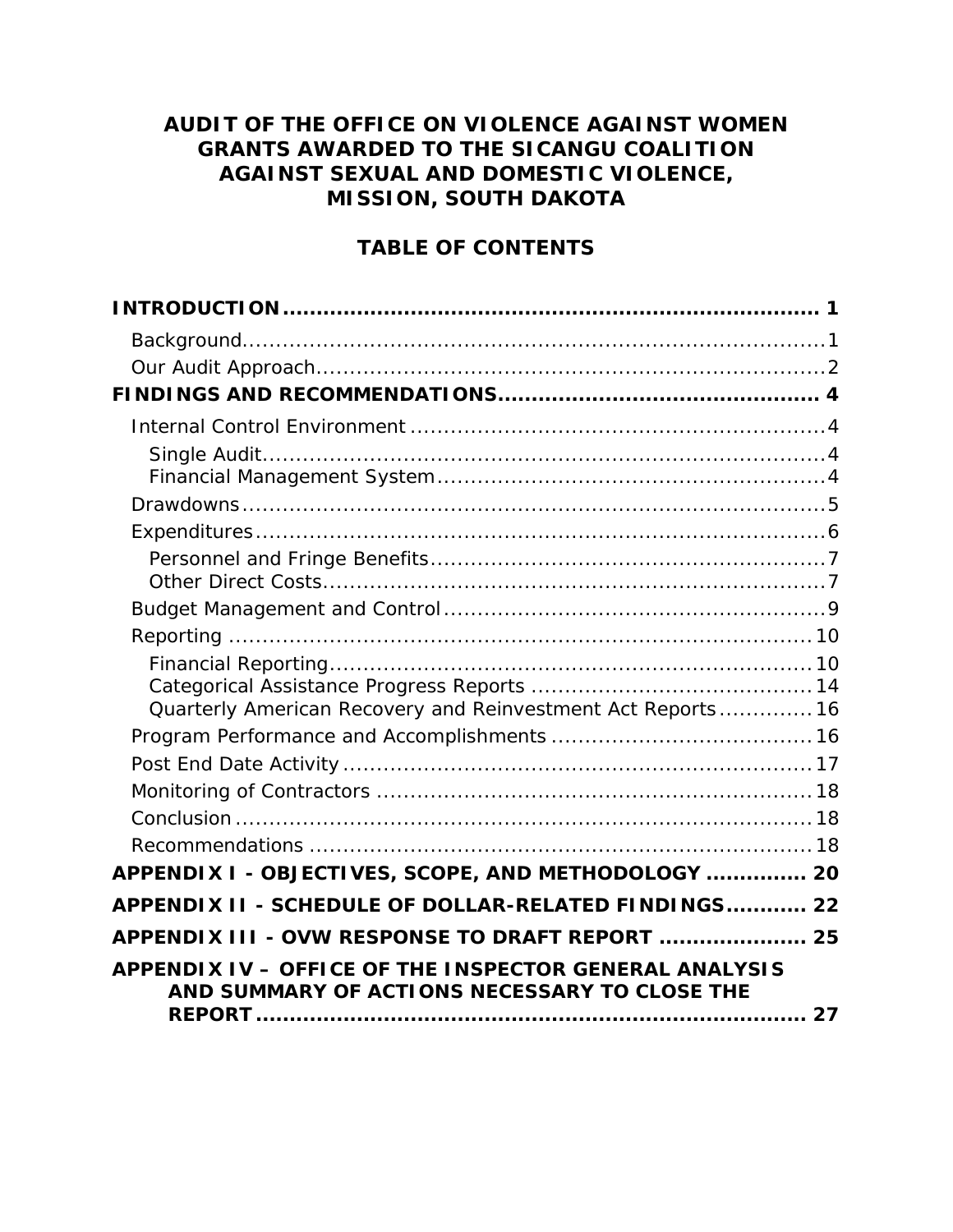# AUDIT OF THE OFFICE ON VIOLENCE AGAINST WOMEN GRANTS AWARDED TO THE SICANGU COALITION AGAINST SEXUAL AND DOMESTIC VIOLENCE, MISSION, SOUTH DAKOTA

## TABLE OF CONTENTS

**INTRODUCTION** .......... **1**

- Background .......... 1
- Our Audit Approach .......... 2

**FINDINGS AND RECOMMENDATIONS** .......... **4**

- Internal Control Environment .......... 4
  - Single Audit .......... 4
  - Financial Management System .......... 4
- Drawdowns .......... 5
- Expenditures .......... 6
  - Personnel and Fringe Benefits .......... 7
  - Other Direct Costs .......... 7
- Budget Management and Control .......... 9
- Reporting .......... 10
  - Financial Reporting .......... 10
  - Categorical Assistance Progress Reports .......... 14
  - Quarterly American Recovery and Reinvestment Act Reports .......... 16
- Program Performance and Accomplishments .......... 16
- Post End Date Activity .......... 17
- Monitoring of Contractors .......... 18
- Conclusion .......... 18
- Recommendations .......... 18

**APPENDIX I - OBJECTIVES, SCOPE, AND METHODOLOGY** .......... **20**

**APPENDIX II - SCHEDULE OF DOLLAR-RELATED FINDINGS** .......... **22**

**APPENDIX III - OVW RESPONSE TO DRAFT REPORT** .......... **25**

**APPENDIX IV – OFFICE OF THE INSPECTOR GENERAL ANALYSIS AND SUMMARY OF ACTIONS NECESSARY TO CLOSE THE REPORT** .......... **27**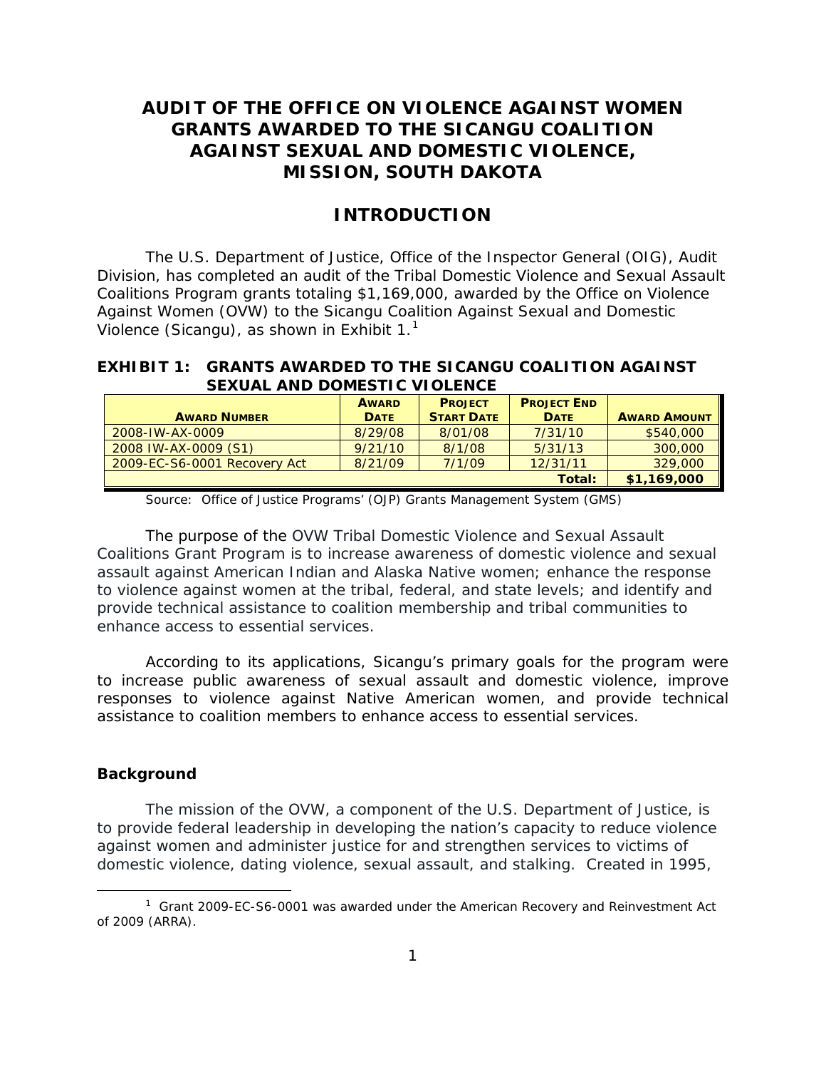# AUDIT OF THE OFFICE ON VIOLENCE AGAINST WOMEN GRANTS AWARDED TO THE SICANGU COALITION AGAINST SEXUAL AND DOMESTIC VIOLENCE, MISSION, SOUTH DAKOTA

## INTRODUCTION

The U.S. Department of Justice, Office of the Inspector General (OIG), Audit Division, has completed an audit of the Tribal Domestic Violence and Sexual Assault Coalitions Program grants totaling $1,169,000, awarded by the Office on Violence Against Women (OVW) to the Sicangu Coalition Against Sexual and Domestic Violence (Sicangu), as shown in Exhibit 1.[1]

**EXHIBIT 1: GRANTS AWARDED TO THE SICANGU COALITION AGAINST SEXUAL AND DOMESTIC VIOLENCE**

| AWARD NUMBER | AWARD DATE | PROJECT START DATE | PROJECT END DATE | AWARD AMOUNT |
|---|---|---|---|---|
| 2008-IW-AX-0009 | 8/29/08 | 8/01/08 | 7/31/10 | $540,000 |
| 2008 IW-AX-0009 (S1) | 9/21/10 | 8/1/08 | 5/31/13 | 300,000 |
| 2009-EC-S6-0001 Recovery Act | 8/21/09 | 7/1/09 | 12/31/11 | 329,000 |
| | | | **Total:** | **$1,169,000** |

Source: Office of Justice Programs' (OJP) Grants Management System (GMS)

The purpose of the OVW Tribal Domestic Violence and Sexual Assault Coalitions Grant Program is to increase awareness of domestic violence and sexual assault against American Indian and Alaska Native women; enhance the response to violence against women at the tribal, federal, and state levels; and identify and provide technical assistance to coalition membership and tribal communities to enhance access to essential services.

According to its applications, Sicangu's primary goals for the program were to increase public awareness of sexual assault and domestic violence, improve responses to violence against Native American women, and provide technical assistance to coalition members to enhance access to essential services.

### Background

The mission of the OVW, a component of the U.S. Department of Justice, is to provide federal leadership in developing the nation's capacity to reduce violence against women and administer justice for and strengthen services to victims of domestic violence, dating violence, sexual assault, and stalking. Created in 1995,

[1] Grant 2009-EC-S6-0001 was awarded under the American Recovery and Reinvestment Act of 2009 (ARRA).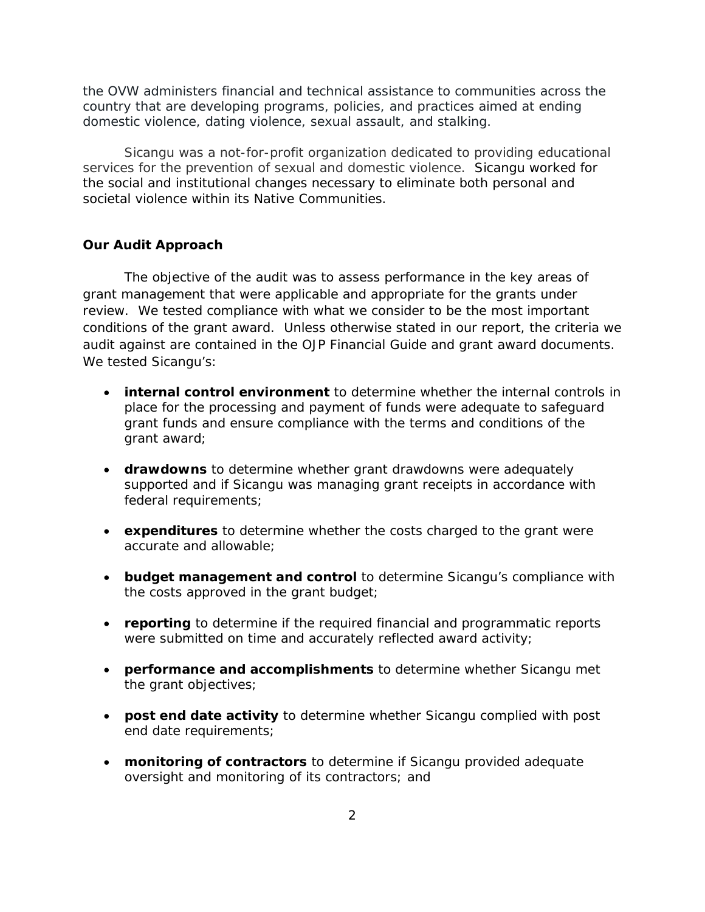the OVW administers financial and technical assistance to communities across the country that are developing programs, policies, and practices aimed at ending domestic violence, dating violence, sexual assault, and stalking.

Sicangu was a not-for-profit organization dedicated to providing educational services for the prevention of sexual and domestic violence. Sicangu worked for the social and institutional changes necessary to eliminate both personal and societal violence within its Native Communities.

### Our Audit Approach

The objective of the audit was to assess performance in the key areas of grant management that were applicable and appropriate for the grants under review. We tested compliance with what we consider to be the most important conditions of the grant award. Unless otherwise stated in our report, the criteria we audit against are contained in the OJP Financial Guide and grant award documents. We tested Sicangu's:

- **internal control environment** to determine whether the internal controls in place for the processing and payment of funds were adequate to safeguard grant funds and ensure compliance with the terms and conditions of the grant award;

- **drawdowns** to determine whether grant drawdowns were adequately supported and if Sicangu was managing grant receipts in accordance with federal requirements;

- **expenditures** to determine whether the costs charged to the grant were accurate and allowable;

- **budget management and control** to determine Sicangu's compliance with the costs approved in the grant budget;

- **reporting** to determine if the required financial and programmatic reports were submitted on time and accurately reflected award activity;

- **performance and accomplishments** to determine whether Sicangu met the grant objectives;

- **post end date activity** to determine whether Sicangu complied with post end date requirements;

- **monitoring of contractors** to determine if Sicangu provided adequate oversight and monitoring of its contractors; and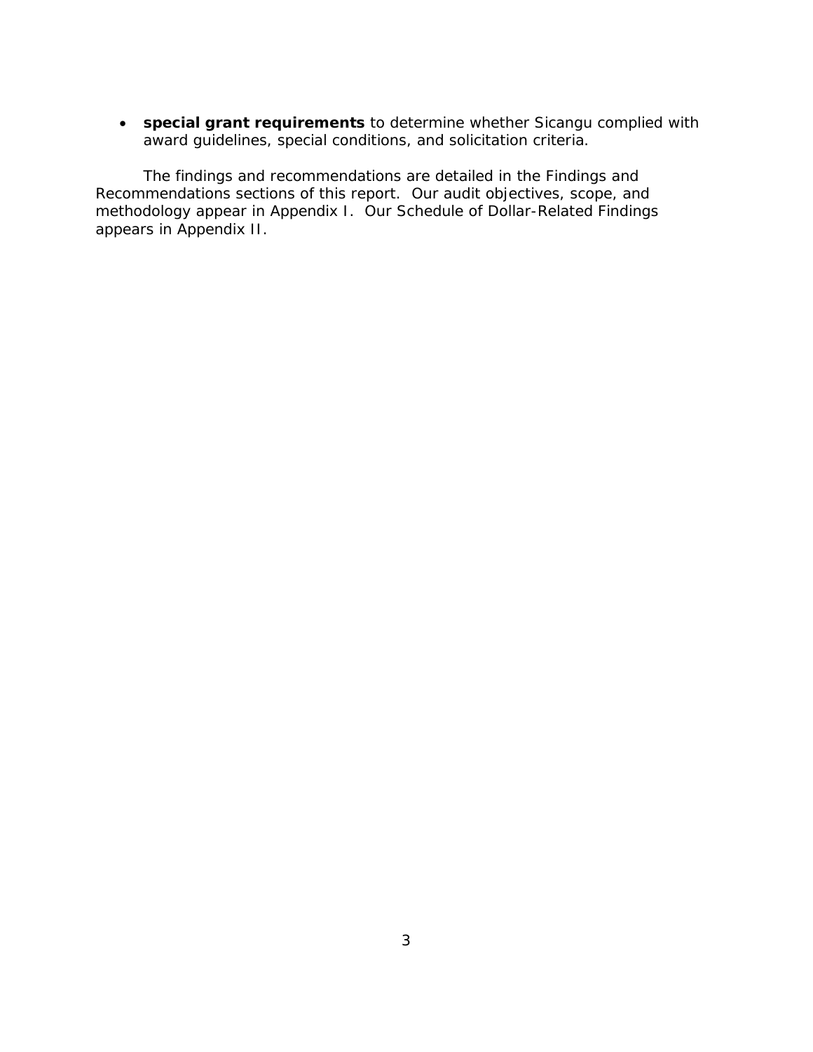- **special grant requirements** to determine whether Sicangu complied with award guidelines, special conditions, and solicitation criteria.

The findings and recommendations are detailed in the Findings and Recommendations sections of this report. Our audit objectives, scope, and methodology appear in Appendix I. Our Schedule of Dollar-Related Findings appears in Appendix II.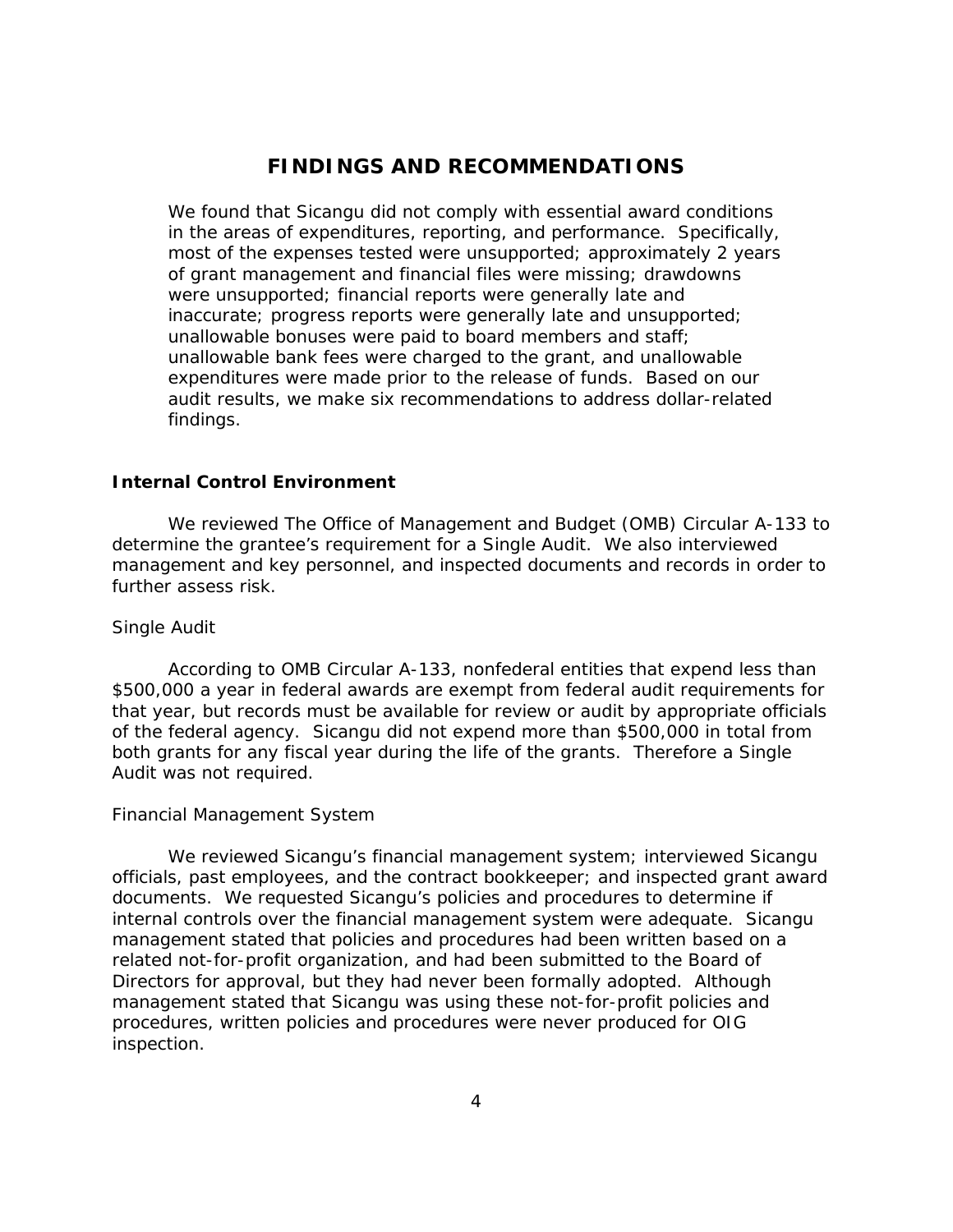# FINDINGS AND RECOMMENDATIONS

We found that Sicangu did not comply with essential award conditions in the areas of expenditures, reporting, and performance. Specifically, most of the expenses tested were unsupported; approximately 2 years of grant management and financial files were missing; drawdowns were unsupported; financial reports were generally late and inaccurate; progress reports were generally late and unsupported; unallowable bonuses were paid to board members and staff; unallowable bank fees were charged to the grant, and unallowable expenditures were made prior to the release of funds. Based on our audit results, we make six recommendations to address dollar-related findings.

## Internal Control Environment

We reviewed The Office of Management and Budget (OMB) Circular A-133 to determine the grantee's requirement for a Single Audit. We also interviewed management and key personnel, and inspected documents and records in order to further assess risk.

### Single Audit

According to OMB Circular A-133, nonfederal entities that expend less than \$500,000 a year in federal awards are exempt from federal audit requirements for that year, but records must be available for review or audit by appropriate officials of the federal agency. Sicangu did not expend more than \$500,000 in total from both grants for any fiscal year during the life of the grants. Therefore a Single Audit was not required.

### Financial Management System

We reviewed Sicangu's financial management system; interviewed Sicangu officials, past employees, and the contract bookkeeper; and inspected grant award documents. We requested Sicangu's policies and procedures to determine if internal controls over the financial management system were adequate. Sicangu management stated that policies and procedures had been written based on a related not-for-profit organization, and had been submitted to the Board of Directors for approval, but they had never been formally adopted. Although management stated that Sicangu was using these not-for-profit policies and procedures, written policies and procedures were never produced for OIG inspection.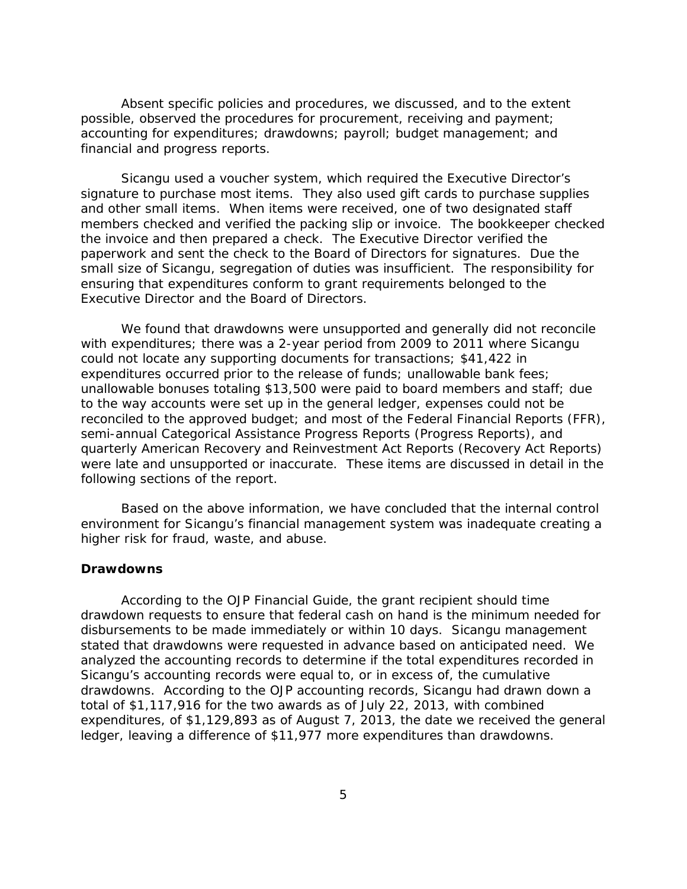Absent specific policies and procedures, we discussed, and to the extent possible, observed the procedures for procurement, receiving and payment; accounting for expenditures; drawdowns; payroll; budget management; and financial and progress reports.

Sicangu used a voucher system, which required the Executive Director's signature to purchase most items. They also used gift cards to purchase supplies and other small items. When items were received, one of two designated staff members checked and verified the packing slip or invoice. The bookkeeper checked the invoice and then prepared a check. The Executive Director verified the paperwork and sent the check to the Board of Directors for signatures. Due the small size of Sicangu, segregation of duties was insufficient. The responsibility for ensuring that expenditures conform to grant requirements belonged to the Executive Director and the Board of Directors.

We found that drawdowns were unsupported and generally did not reconcile with expenditures; there was a 2-year period from 2009 to 2011 where Sicangu could not locate any supporting documents for transactions; $41,422 in expenditures occurred prior to the release of funds; unallowable bank fees; unallowable bonuses totaling $13,500 were paid to board members and staff; due to the way accounts were set up in the general ledger, expenses could not be reconciled to the approved budget; and most of the Federal Financial Reports (FFR), semi-annual Categorical Assistance Progress Reports (Progress Reports), and quarterly American Recovery and Reinvestment Act Reports (Recovery Act Reports) were late and unsupported or inaccurate. These items are discussed in detail in the following sections of the report.

Based on the above information, we have concluded that the internal control environment for Sicangu's financial management system was inadequate creating a higher risk for fraud, waste, and abuse.

**Drawdowns**

According to the OJP Financial Guide, the grant recipient should time drawdown requests to ensure that federal cash on hand is the minimum needed for disbursements to be made immediately or within 10 days. Sicangu management stated that drawdowns were requested in advance based on anticipated need. We analyzed the accounting records to determine if the total expenditures recorded in Sicangu's accounting records were equal to, or in excess of, the cumulative drawdowns. According to the OJP accounting records, Sicangu had drawn down a total of $1,117,916 for the two awards as of July 22, 2013, with combined expenditures, of $1,129,893 as of August 7, 2013, the date we received the general ledger, leaving a difference of $11,977 more expenditures than drawdowns.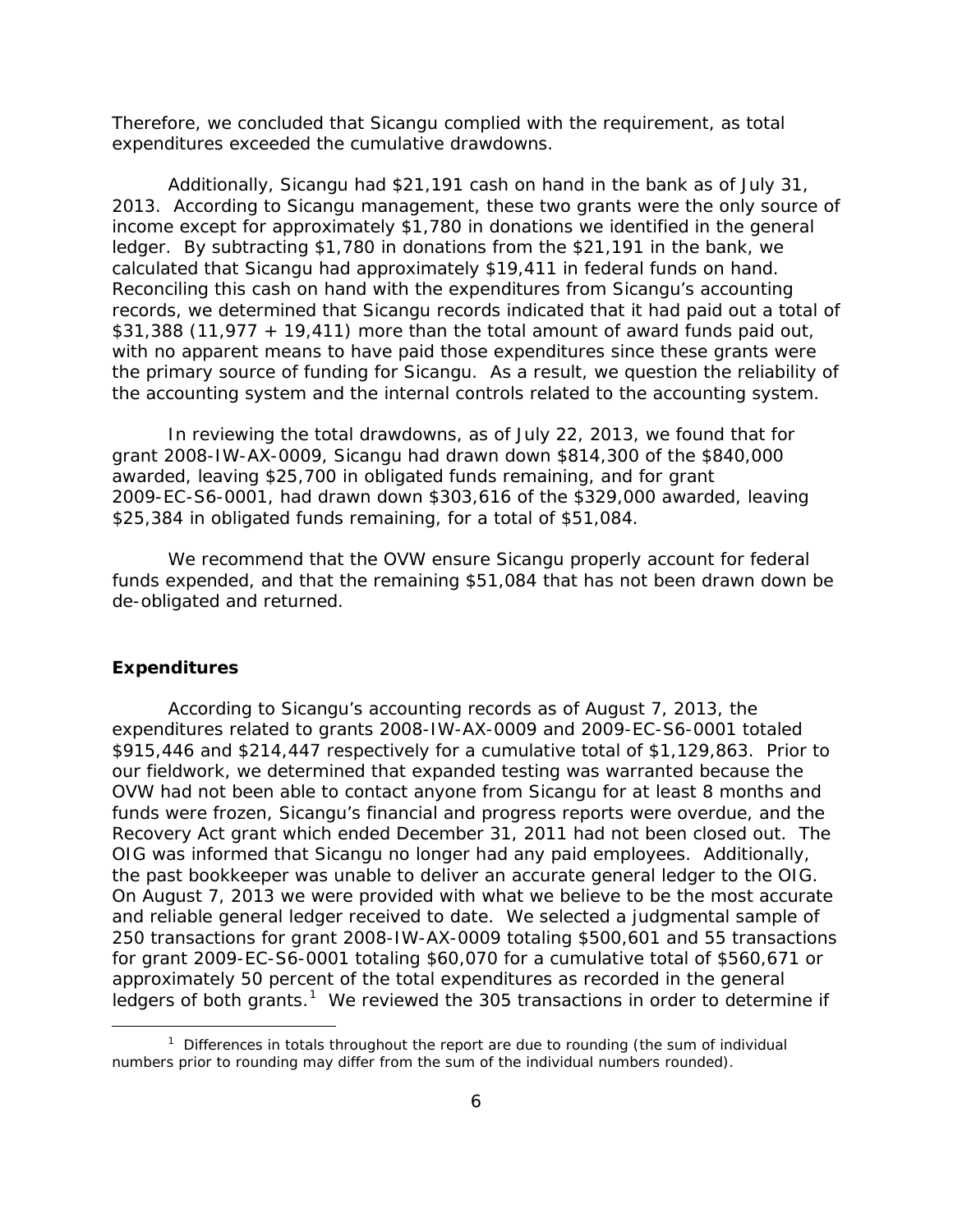Therefore, we concluded that Sicangu complied with the requirement, as total expenditures exceeded the cumulative drawdowns.

Additionally, Sicangu had $21,191 cash on hand in the bank as of July 31, 2013. According to Sicangu management, these two grants were the only source of income except for approximately $1,780 in donations we identified in the general ledger. By subtracting $1,780 in donations from the $21,191 in the bank, we calculated that Sicangu had approximately $19,411 in federal funds on hand. Reconciling this cash on hand with the expenditures from Sicangu's accounting records, we determined that Sicangu records indicated that it had paid out a total of $31,388 (11,977 + 19,411) more than the total amount of award funds paid out, with no apparent means to have paid those expenditures since these grants were the primary source of funding for Sicangu. As a result, we question the reliability of the accounting system and the internal controls related to the accounting system.

In reviewing the total drawdowns, as of July 22, 2013, we found that for grant 2008-IW-AX-0009, Sicangu had drawn down $814,300 of the $840,000 awarded, leaving $25,700 in obligated funds remaining, and for grant 2009-EC-S6-0001, had drawn down $303,616 of the $329,000 awarded, leaving $25,384 in obligated funds remaining, for a total of $51,084.

We recommend that the OVW ensure Sicangu properly account for federal funds expended, and that the remaining $51,084 that has not been drawn down be de-obligated and returned.

## Expenditures

According to Sicangu's accounting records as of August 7, 2013, the expenditures related to grants 2008-IW-AX-0009 and 2009-EC-S6-0001 totaled $915,446 and $214,447 respectively for a cumulative total of $1,129,863. Prior to our fieldwork, we determined that expanded testing was warranted because the OVW had not been able to contact anyone from Sicangu for at least 8 months and funds were frozen, Sicangu's financial and progress reports were overdue, and the Recovery Act grant which ended December 31, 2011 had not been closed out. The OIG was informed that Sicangu no longer had any paid employees. Additionally, the past bookkeeper was unable to deliver an accurate general ledger to the OIG. On August 7, 2013 we were provided with what we believe to be the most accurate and reliable general ledger received to date. We selected a judgmental sample of 250 transactions for grant 2008-IW-AX-0009 totaling $500,601 and 55 transactions for grant 2009-EC-S6-0001 totaling $60,070 for a cumulative total of $560,671 or approximately 50 percent of the total expenditures as recorded in the general ledgers of both grants.[1] We reviewed the 305 transactions in order to determine if

[1] Differences in totals throughout the report are due to rounding (the sum of individual numbers prior to rounding may differ from the sum of the individual numbers rounded).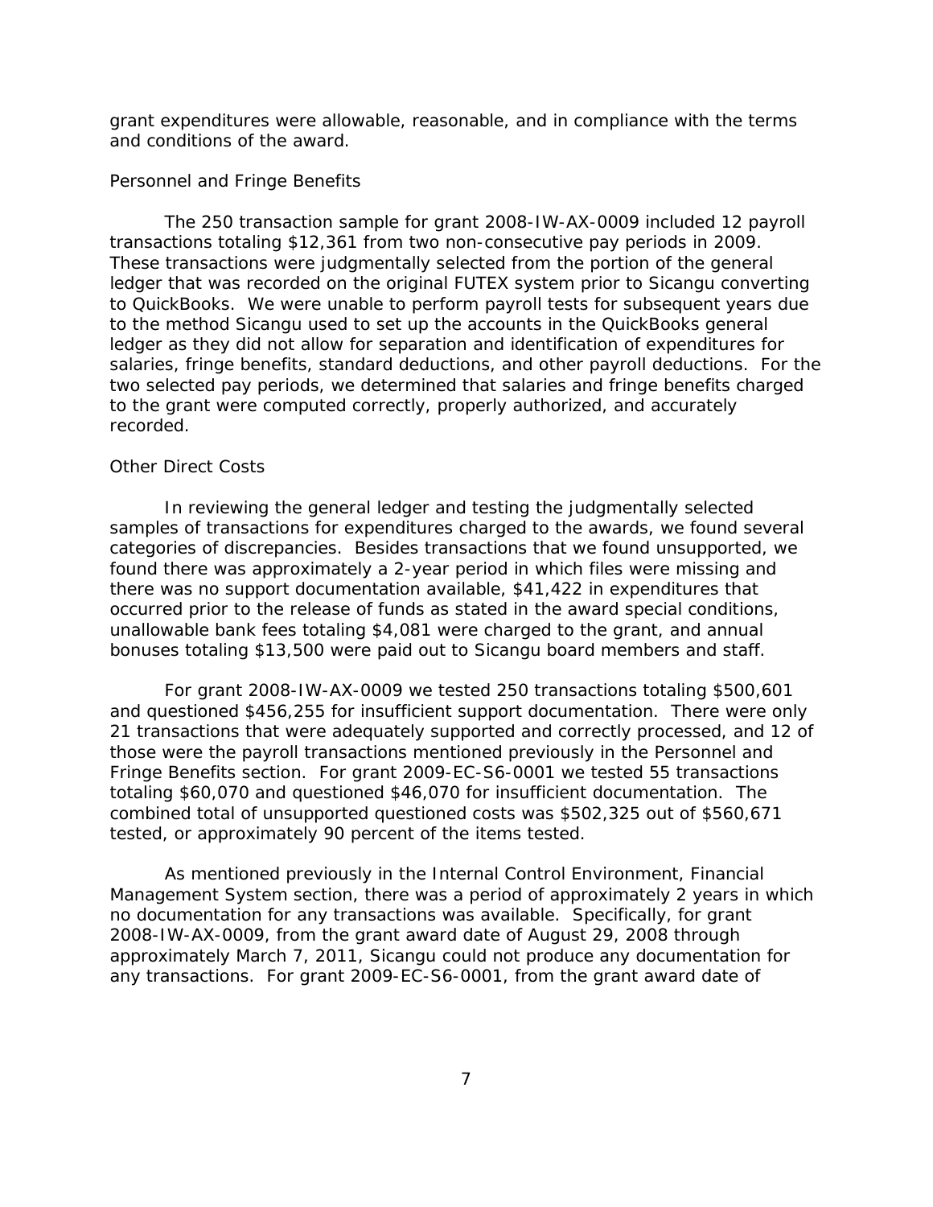grant expenditures were allowable, reasonable, and in compliance with the terms and conditions of the award.

### Personnel and Fringe Benefits

The 250 transaction sample for grant 2008-IW-AX-0009 included 12 payroll transactions totaling $12,361 from two non-consecutive pay periods in 2009. These transactions were judgmentally selected from the portion of the general ledger that was recorded on the original FUTEX system prior to Sicangu converting to QuickBooks. We were unable to perform payroll tests for subsequent years due to the method Sicangu used to set up the accounts in the QuickBooks general ledger as they did not allow for separation and identification of expenditures for salaries, fringe benefits, standard deductions, and other payroll deductions. For the two selected pay periods, we determined that salaries and fringe benefits charged to the grant were computed correctly, properly authorized, and accurately recorded.

### Other Direct Costs

In reviewing the general ledger and testing the judgmentally selected samples of transactions for expenditures charged to the awards, we found several categories of discrepancies. Besides transactions that we found unsupported, we found there was approximately a 2-year period in which files were missing and there was no support documentation available, $41,422 in expenditures that occurred prior to the release of funds as stated in the award special conditions, unallowable bank fees totaling $4,081 were charged to the grant, and annual bonuses totaling $13,500 were paid out to Sicangu board members and staff.

For grant 2008-IW-AX-0009 we tested 250 transactions totaling $500,601 and questioned $456,255 for insufficient support documentation. There were only 21 transactions that were adequately supported and correctly processed, and 12 of those were the payroll transactions mentioned previously in the Personnel and Fringe Benefits section. For grant 2009-EC-S6-0001 we tested 55 transactions totaling $60,070 and questioned $46,070 for insufficient documentation. The combined total of unsupported questioned costs was $502,325 out of $560,671 tested, or approximately 90 percent of the items tested.

As mentioned previously in the Internal Control Environment, Financial Management System section, there was a period of approximately 2 years in which no documentation for any transactions was available. Specifically, for grant 2008-IW-AX-0009, from the grant award date of August 29, 2008 through approximately March 7, 2011, Sicangu could not produce any documentation for any transactions. For grant 2009-EC-S6-0001, from the grant award date of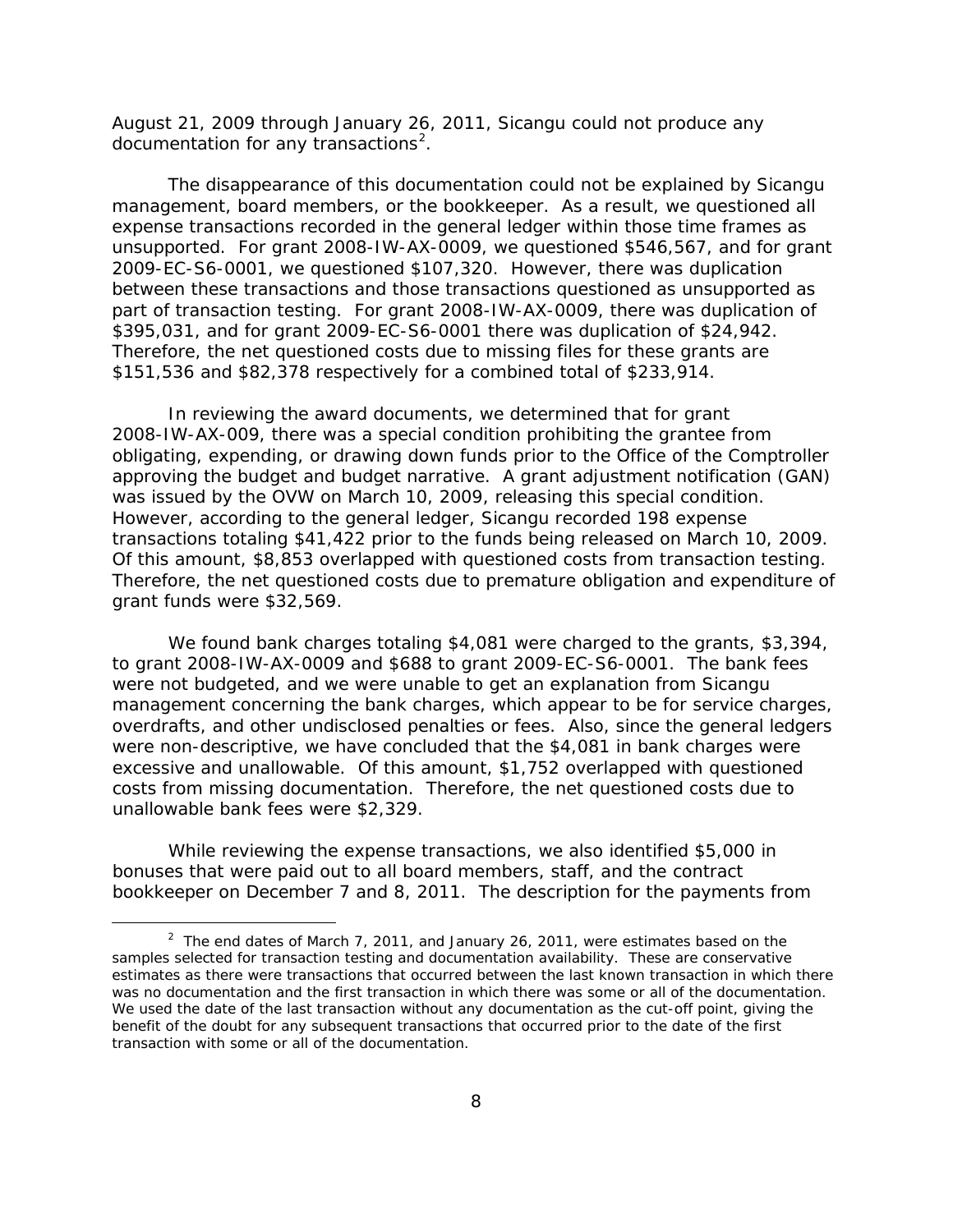August 21, 2009 through January 26, 2011, Sicangu could not produce any documentation for any transactions[2].

The disappearance of this documentation could not be explained by Sicangu management, board members, or the bookkeeper. As a result, we questioned all expense transactions recorded in the general ledger within those time frames as unsupported. For grant 2008-IW-AX-0009, we questioned $546,567, and for grant 2009-EC-S6-0001, we questioned $107,320. However, there was duplication between these transactions and those transactions questioned as unsupported as part of transaction testing. For grant 2008-IW-AX-0009, there was duplication of $395,031, and for grant 2009-EC-S6-0001 there was duplication of $24,942. Therefore, the net questioned costs due to missing files for these grants are $151,536 and $82,378 respectively for a combined total of $233,914.

In reviewing the award documents, we determined that for grant 2008-IW-AX-009, there was a special condition prohibiting the grantee from obligating, expending, or drawing down funds prior to the Office of the Comptroller approving the budget and budget narrative. A grant adjustment notification (GAN) was issued by the OVW on March 10, 2009, releasing this special condition. However, according to the general ledger, Sicangu recorded 198 expense transactions totaling $41,422 prior to the funds being released on March 10, 2009. Of this amount, $8,853 overlapped with questioned costs from transaction testing. Therefore, the net questioned costs due to premature obligation and expenditure of grant funds were $32,569.

We found bank charges totaling $4,081 were charged to the grants, $3,394, to grant 2008-IW-AX-0009 and $688 to grant 2009-EC-S6-0001. The bank fees were not budgeted, and we were unable to get an explanation from Sicangu management concerning the bank charges, which appear to be for service charges, overdrafts, and other undisclosed penalties or fees. Also, since the general ledgers were non-descriptive, we have concluded that the $4,081 in bank charges were excessive and unallowable. Of this amount, $1,752 overlapped with questioned costs from missing documentation. Therefore, the net questioned costs due to unallowable bank fees were $2,329.

While reviewing the expense transactions, we also identified $5,000 in bonuses that were paid out to all board members, staff, and the contract bookkeeper on December 7 and 8, 2011. The description for the payments from

[2] The end dates of March 7, 2011, and January 26, 2011, were estimates based on the samples selected for transaction testing and documentation availability. These are conservative estimates as there were transactions that occurred between the last known transaction in which there was no documentation and the first transaction in which there was some or all of the documentation. We used the date of the last transaction without any documentation as the cut-off point, giving the benefit of the doubt for any subsequent transactions that occurred prior to the date of the first transaction with some or all of the documentation.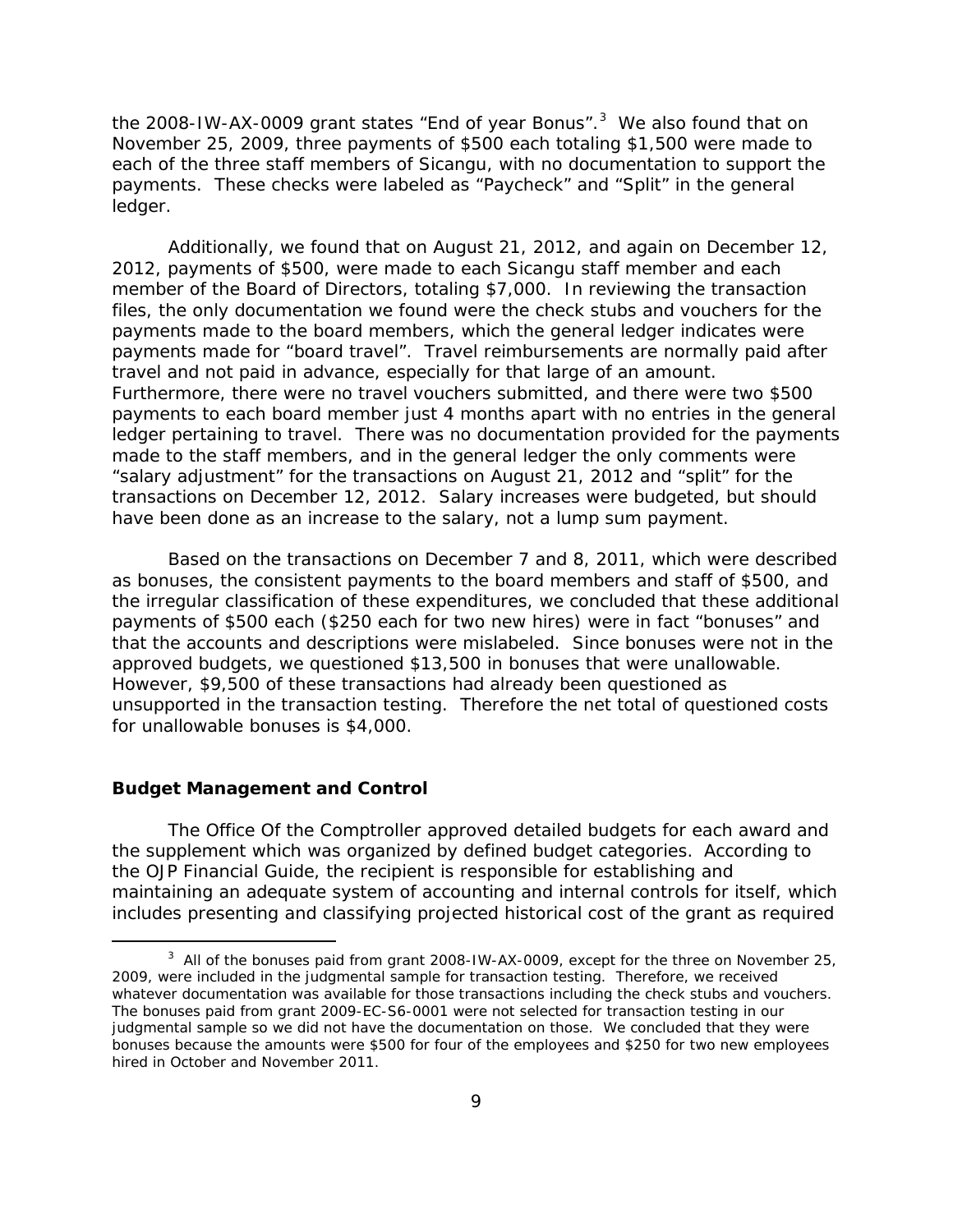the 2008-IW-AX-0009 grant states "End of year Bonus".[3] We also found that on November 25, 2009, three payments of $500 each totaling $1,500 were made to each of the three staff members of Sicangu, with no documentation to support the payments. These checks were labeled as "Paycheck" and "Split" in the general ledger.

Additionally, we found that on August 21, 2012, and again on December 12, 2012, payments of $500, were made to each Sicangu staff member and each member of the Board of Directors, totaling $7,000. In reviewing the transaction files, the only documentation we found were the check stubs and vouchers for the payments made to the board members, which the general ledger indicates were payments made for "board travel". Travel reimbursements are normally paid after travel and not paid in advance, especially for that large of an amount. Furthermore, there were no travel vouchers submitted, and there were two $500 payments to each board member just 4 months apart with no entries in the general ledger pertaining to travel. There was no documentation provided for the payments made to the staff members, and in the general ledger the only comments were "salary adjustment" for the transactions on August 21, 2012 and "split" for the transactions on December 12, 2012. Salary increases were budgeted, but should have been done as an increase to the salary, not a lump sum payment.

Based on the transactions on December 7 and 8, 2011, which were described as bonuses, the consistent payments to the board members and staff of $500, and the irregular classification of these expenditures, we concluded that these additional payments of $500 each ($250 each for two new hires) were in fact "bonuses" and that the accounts and descriptions were mislabeled. Since bonuses were not in the approved budgets, we questioned $13,500 in bonuses that were unallowable. However, $9,500 of these transactions had already been questioned as unsupported in the transaction testing. Therefore the net total of questioned costs for unallowable bonuses is $4,000.

### Budget Management and Control

The Office Of the Comptroller approved detailed budgets for each award and the supplement which was organized by defined budget categories. According to the OJP Financial Guide, the recipient is responsible for establishing and maintaining an adequate system of accounting and internal controls for itself, which includes presenting and classifying projected historical cost of the grant as required

---

[3] All of the bonuses paid from grant 2008-IW-AX-0009, except for the three on November 25, 2009, were included in the judgmental sample for transaction testing. Therefore, we received whatever documentation was available for those transactions including the check stubs and vouchers. The bonuses paid from grant 2009-EC-S6-0001 were not selected for transaction testing in our judgmental sample so we did not have the documentation on those. We concluded that they were bonuses because the amounts were $500 for four of the employees and $250 for two new employees hired in October and November 2011.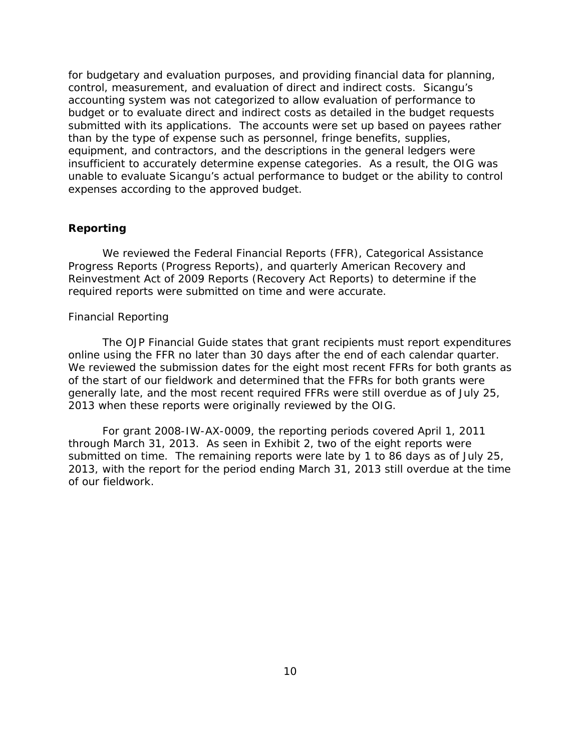for budgetary and evaluation purposes, and providing financial data for planning, control, measurement, and evaluation of direct and indirect costs. Sicangu's accounting system was not categorized to allow evaluation of performance to budget or to evaluate direct and indirect costs as detailed in the budget requests submitted with its applications. The accounts were set up based on payees rather than by the type of expense such as personnel, fringe benefits, supplies, equipment, and contractors, and the descriptions in the general ledgers were insufficient to accurately determine expense categories. As a result, the OIG was unable to evaluate Sicangu's actual performance to budget or the ability to control expenses according to the approved budget.

## Reporting

We reviewed the Federal Financial Reports (FFR), Categorical Assistance Progress Reports (Progress Reports), and quarterly American Recovery and Reinvestment Act of 2009 Reports (Recovery Act Reports) to determine if the required reports were submitted on time and were accurate.

### Financial Reporting

The OJP Financial Guide states that grant recipients must report expenditures online using the FFR no later than 30 days after the end of each calendar quarter. We reviewed the submission dates for the eight most recent FFRs for both grants as of the start of our fieldwork and determined that the FFRs for both grants were generally late, and the most recent required FFRs were still overdue as of July 25, 2013 when these reports were originally reviewed by the OIG.

For grant 2008-IW-AX-0009, the reporting periods covered April 1, 2011 through March 31, 2013. As seen in Exhibit 2, two of the eight reports were submitted on time. The remaining reports were late by 1 to 86 days as of July 25, 2013, with the report for the period ending March 31, 2013 still overdue at the time of our fieldwork.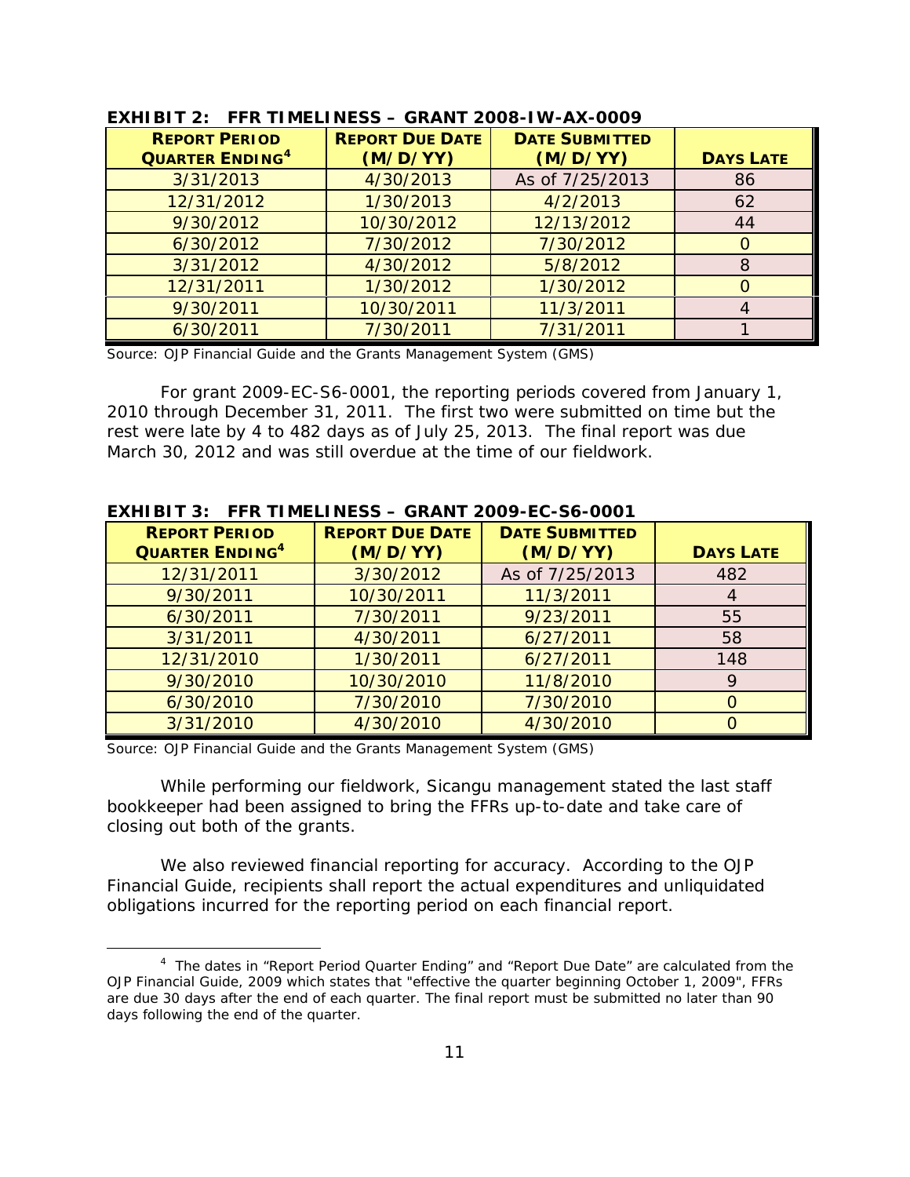**EXHIBIT 2: FFR TIMELINESS – GRANT 2008-IW-AX-0009**

| REPORT PERIOD QUARTER ENDING[4] | REPORT DUE DATE (M/D/YY) | DATE SUBMITTED (M/D/YY) | DAYS LATE |
|---|---|---|---|
| 3/31/2013 | 4/30/2013 | As of 7/25/2013 | 86 |
| 12/31/2012 | 1/30/2013 | 4/2/2013 | 62 |
| 9/30/2012 | 10/30/2012 | 12/13/2012 | 44 |
| 6/30/2012 | 7/30/2012 | 7/30/2012 | 0 |
| 3/31/2012 | 4/30/2012 | 5/8/2012 | 8 |
| 12/31/2011 | 1/30/2012 | 1/30/2012 | 0 |
| 9/30/2011 | 10/30/2011 | 11/3/2011 | 4 |
| 6/30/2011 | 7/30/2011 | 7/31/2011 | 1 |

Source: OJP Financial Guide and the Grants Management System (GMS)

For grant 2009-EC-S6-0001, the reporting periods covered from January 1, 2010 through December 31, 2011. The first two were submitted on time but the rest were late by 4 to 482 days as of July 25, 2013. The final report was due March 30, 2012 and was still overdue at the time of our fieldwork.

**EXHIBIT 3: FFR TIMELINESS – GRANT 2009-EC-S6-0001**

| REPORT PERIOD QUARTER ENDING[4] | REPORT DUE DATE (M/D/YY) | DATE SUBMITTED (M/D/YY) | DAYS LATE |
|---|---|---|---|
| 12/31/2011 | 3/30/2012 | As of 7/25/2013 | 482 |
| 9/30/2011 | 10/30/2011 | 11/3/2011 | 4 |
| 6/30/2011 | 7/30/2011 | 9/23/2011 | 55 |
| 3/31/2011 | 4/30/2011 | 6/27/2011 | 58 |
| 12/31/2010 | 1/30/2011 | 6/27/2011 | 148 |
| 9/30/2010 | 10/30/2010 | 11/8/2010 | 9 |
| 6/30/2010 | 7/30/2010 | 7/30/2010 | 0 |
| 3/31/2010 | 4/30/2010 | 4/30/2010 | 0 |

Source: OJP Financial Guide and the Grants Management System (GMS)

While performing our fieldwork, Sicangu management stated the last staff bookkeeper had been assigned to bring the FFRs up-to-date and take care of closing out both of the grants.

We also reviewed financial reporting for accuracy. According to the OJP Financial Guide, recipients shall report the actual expenditures and unliquidated obligations incurred for the reporting period on each financial report.

[4] The dates in "Report Period Quarter Ending" and "Report Due Date" are calculated from the OJP Financial Guide, 2009 which states that "effective the quarter beginning October 1, 2009", FFRs are due 30 days after the end of each quarter. The final report must be submitted no later than 90 days following the end of the quarter.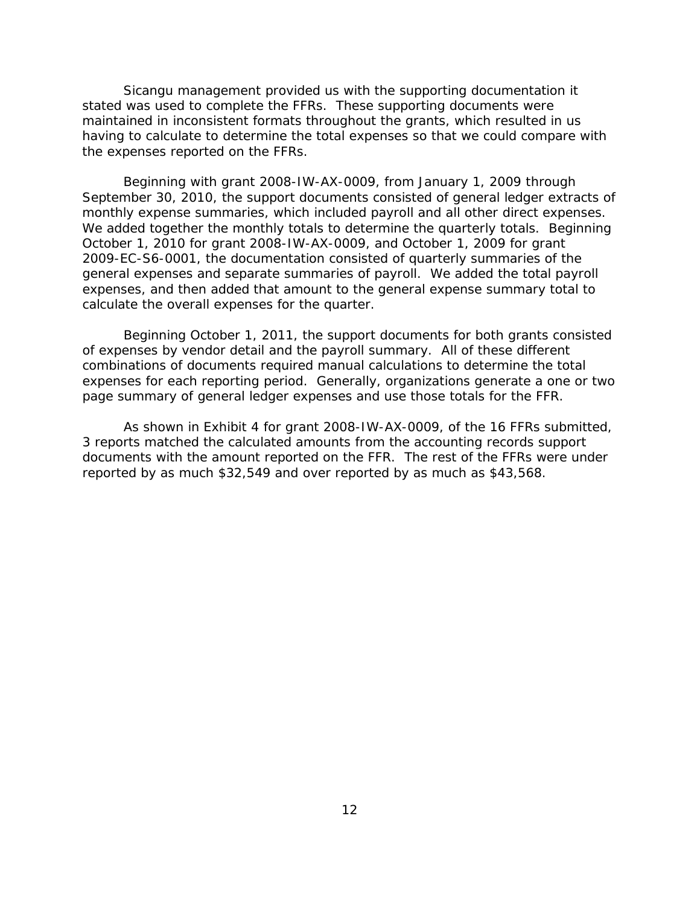Sicangu management provided us with the supporting documentation it stated was used to complete the FFRs. These supporting documents were maintained in inconsistent formats throughout the grants, which resulted in us having to calculate to determine the total expenses so that we could compare with the expenses reported on the FFRs.

Beginning with grant 2008-IW-AX-0009, from January 1, 2009 through September 30, 2010, the support documents consisted of general ledger extracts of monthly expense summaries, which included payroll and all other direct expenses. We added together the monthly totals to determine the quarterly totals. Beginning October 1, 2010 for grant 2008-IW-AX-0009, and October 1, 2009 for grant 2009-EC-S6-0001, the documentation consisted of quarterly summaries of the general expenses and separate summaries of payroll. We added the total payroll expenses, and then added that amount to the general expense summary total to calculate the overall expenses for the quarter.

Beginning October 1, 2011, the support documents for both grants consisted of expenses by vendor detail and the payroll summary. All of these different combinations of documents required manual calculations to determine the total expenses for each reporting period. Generally, organizations generate a one or two page summary of general ledger expenses and use those totals for the FFR.

As shown in Exhibit 4 for grant 2008-IW-AX-0009, of the 16 FFRs submitted, 3 reports matched the calculated amounts from the accounting records support documents with the amount reported on the FFR. The rest of the FFRs were under reported by as much $32,549 and over reported by as much as $43,568.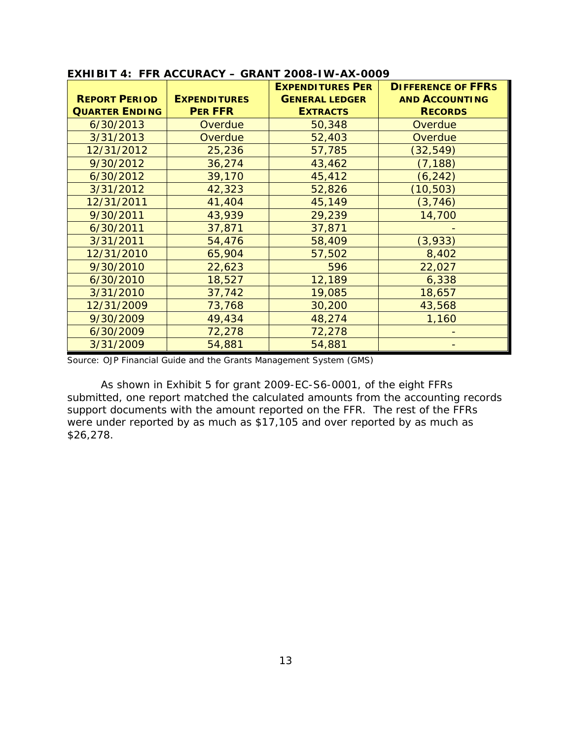**EXHIBIT 4: FFR ACCURACY – GRANT 2008-IW-AX-0009**

| REPORT PERIOD QUARTER ENDING | EXPENDITURES PER FFR | EXPENDITURES PER GENERAL LEDGER EXTRACTS | DIFFERENCE OF FFRS AND ACCOUNTING RECORDS |
|---|---|---|---|
| 6/30/2013 | Overdue | 50,348 | Overdue |
| 3/31/2013 | Overdue | 52,403 | Overdue |
| 12/31/2012 | 25,236 | 57,785 | (32,549) |
| 9/30/2012 | 36,274 | 43,462 | (7,188) |
| 6/30/2012 | 39,170 | 45,412 | (6,242) |
| 3/31/2012 | 42,323 | 52,826 | (10,503) |
| 12/31/2011 | 41,404 | 45,149 | (3,746) |
| 9/30/2011 | 43,939 | 29,239 | 14,700 |
| 6/30/2011 | 37,871 | 37,871 | - |
| 3/31/2011 | 54,476 | 58,409 | (3,933) |
| 12/31/2010 | 65,904 | 57,502 | 8,402 |
| 9/30/2010 | 22,623 | 596 | 22,027 |
| 6/30/2010 | 18,527 | 12,189 | 6,338 |
| 3/31/2010 | 37,742 | 19,085 | 18,657 |
| 12/31/2009 | 73,768 | 30,200 | 43,568 |
| 9/30/2009 | 49,434 | 48,274 | 1,160 |
| 6/30/2009 | 72,278 | 72,278 | - |
| 3/31/2009 | 54,881 | 54,881 | - |

Source: OJP Financial Guide and the Grants Management System (GMS)

As shown in Exhibit 5 for grant 2009-EC-S6-0001, of the eight FFRs submitted, one report matched the calculated amounts from the accounting records support documents with the amount reported on the FFR. The rest of the FFRs were under reported by as much as $17,105 and over reported by as much as $26,278.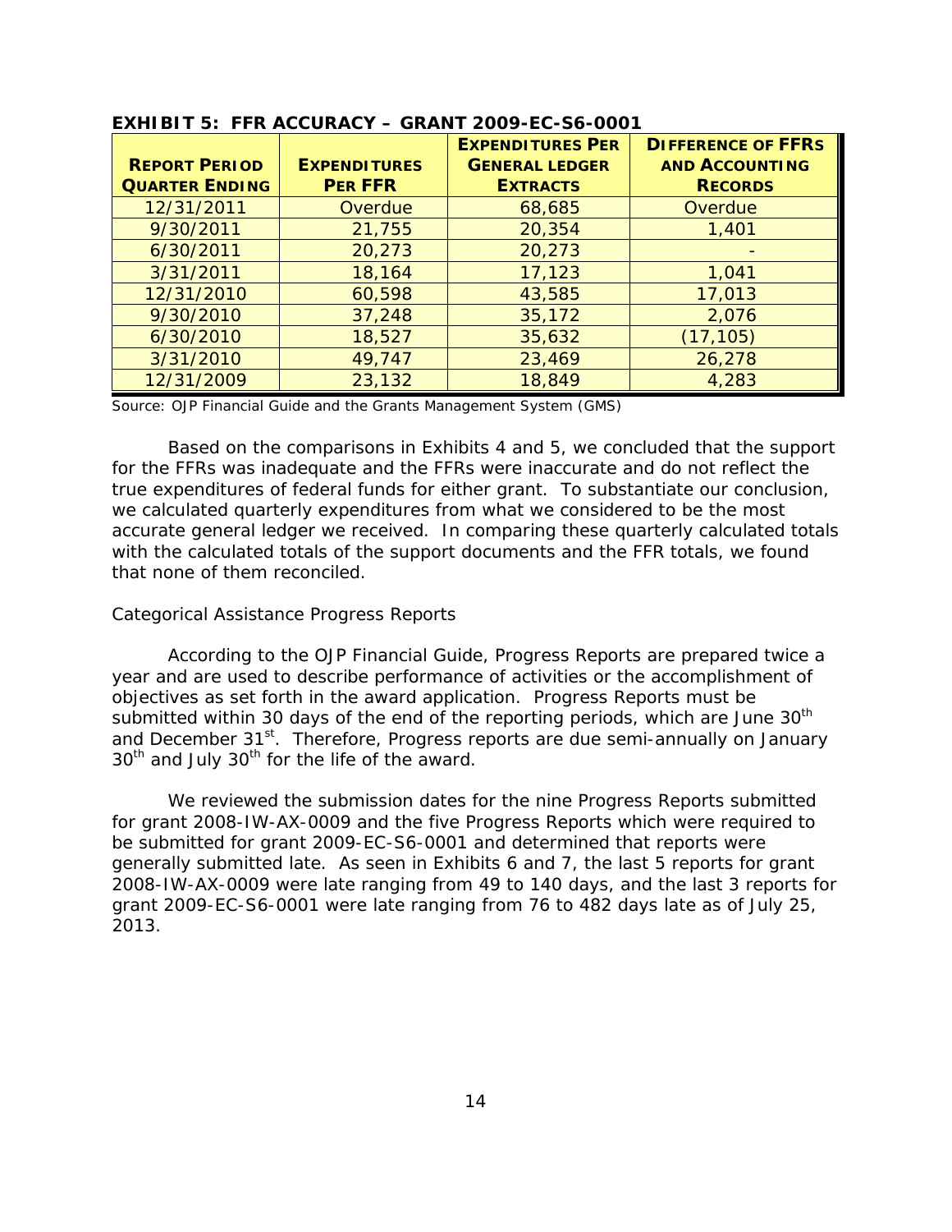**EXHIBIT 5: FFR ACCURACY – GRANT 2009-EC-S6-0001**

| REPORT PERIOD QUARTER ENDING | EXPENDITURES PER FFR | EXPENDITURES PER GENERAL LEDGER EXTRACTS | DIFFERENCE OF FFRS AND ACCOUNTING RECORDS |
|---|---|---|---|
| 12/31/2011 | Overdue | 68,685 | Overdue |
| 9/30/2011 | 21,755 | 20,354 | 1,401 |
| 6/30/2011 | 20,273 | 20,273 | - |
| 3/31/2011 | 18,164 | 17,123 | 1,041 |
| 12/31/2010 | 60,598 | 43,585 | 17,013 |
| 9/30/2010 | 37,248 | 35,172 | 2,076 |
| 6/30/2010 | 18,527 | 35,632 | (17,105) |
| 3/31/2010 | 49,747 | 23,469 | 26,278 |
| 12/31/2009 | 23,132 | 18,849 | 4,283 |

Source: OJP Financial Guide and the Grants Management System (GMS)

Based on the comparisons in Exhibits 4 and 5, we concluded that the support for the FFRs was inadequate and the FFRs were inaccurate and do not reflect the true expenditures of federal funds for either grant. To substantiate our conclusion, we calculated quarterly expenditures from what we considered to be the most accurate general ledger we received. In comparing these quarterly calculated totals with the calculated totals of the support documents and the FFR totals, we found that none of them reconciled.

Categorical Assistance Progress Reports

According to the OJP Financial Guide, Progress Reports are prepared twice a year and are used to describe performance of activities or the accomplishment of objectives as set forth in the award application. Progress Reports must be submitted within 30 days of the end of the reporting periods, which are June 30th and December 31st. Therefore, Progress reports are due semi-annually on January 30th and July 30th for the life of the award.

We reviewed the submission dates for the nine Progress Reports submitted for grant 2008-IW-AX-0009 and the five Progress Reports which were required to be submitted for grant 2009-EC-S6-0001 and determined that reports were generally submitted late. As seen in Exhibits 6 and 7, the last 5 reports for grant 2008-IW-AX-0009 were late ranging from 49 to 140 days, and the last 3 reports for grant 2009-EC-S6-0001 were late ranging from 76 to 482 days late as of July 25, 2013.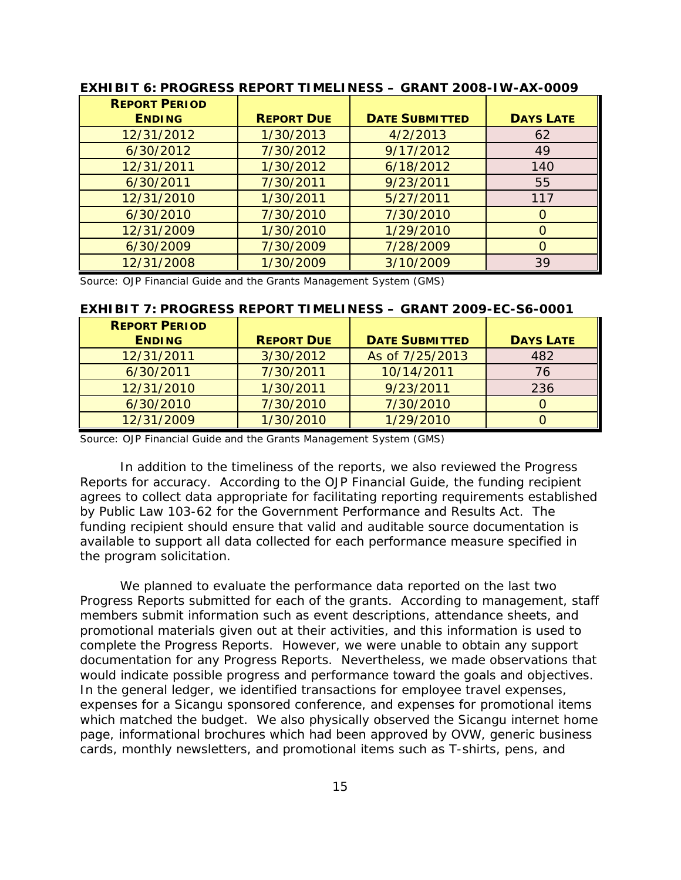**EXHIBIT 6: PROGRESS REPORT TIMELINESS – GRANT 2008-IW-AX-0009**

| REPORT PERIOD ENDING | REPORT DUE | DATE SUBMITTED | DAYS LATE |
|---|---|---|---|
| 12/31/2012 | 1/30/2013 | 4/2/2013 | 62 |
| 6/30/2012 | 7/30/2012 | 9/17/2012 | 49 |
| 12/31/2011 | 1/30/2012 | 6/18/2012 | 140 |
| 6/30/2011 | 7/30/2011 | 9/23/2011 | 55 |
| 12/31/2010 | 1/30/2011 | 5/27/2011 | 117 |
| 6/30/2010 | 7/30/2010 | 7/30/2010 | 0 |
| 12/31/2009 | 1/30/2010 | 1/29/2010 | 0 |
| 6/30/2009 | 7/30/2009 | 7/28/2009 | 0 |
| 12/31/2008 | 1/30/2009 | 3/10/2009 | 39 |

Source: OJP Financial Guide and the Grants Management System (GMS)

**EXHIBIT 7: PROGRESS REPORT TIMELINESS – GRANT 2009-EC-S6-0001**

| REPORT PERIOD ENDING | REPORT DUE | DATE SUBMITTED | DAYS LATE |
|---|---|---|---|
| 12/31/2011 | 3/30/2012 | As of 7/25/2013 | 482 |
| 6/30/2011 | 7/30/2011 | 10/14/2011 | 76 |
| 12/31/2010 | 1/30/2011 | 9/23/2011 | 236 |
| 6/30/2010 | 7/30/2010 | 7/30/2010 | 0 |
| 12/31/2009 | 1/30/2010 | 1/29/2010 | 0 |

Source: OJP Financial Guide and the Grants Management System (GMS)

In addition to the timeliness of the reports, we also reviewed the Progress Reports for accuracy. According to the OJP Financial Guide, the funding recipient agrees to collect data appropriate for facilitating reporting requirements established by Public Law 103-62 for the Government Performance and Results Act. The funding recipient should ensure that valid and auditable source documentation is available to support all data collected for each performance measure specified in the program solicitation.

We planned to evaluate the performance data reported on the last two Progress Reports submitted for each of the grants. According to management, staff members submit information such as event descriptions, attendance sheets, and promotional materials given out at their activities, and this information is used to complete the Progress Reports. However, we were unable to obtain any support documentation for any Progress Reports. Nevertheless, we made observations that would indicate possible progress and performance toward the goals and objectives. In the general ledger, we identified transactions for employee travel expenses, expenses for a Sicangu sponsored conference, and expenses for promotional items which matched the budget. We also physically observed the Sicangu internet home page, informational brochures which had been approved by OVW, generic business cards, monthly newsletters, and promotional items such as T-shirts, pens, and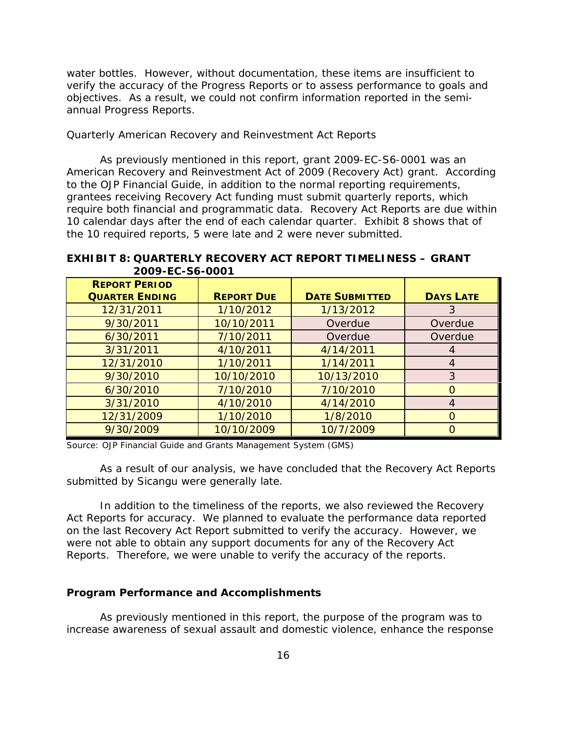water bottles. However, without documentation, these items are insufficient to verify the accuracy of the Progress Reports or to assess performance to goals and objectives. As a result, we could not confirm information reported in the semi-annual Progress Reports.

*Quarterly American Recovery and Reinvestment Act Reports*

As previously mentioned in this report, grant 2009-EC-S6-0001 was an American Recovery and Reinvestment Act of 2009 (Recovery Act) grant. According to the OJP Financial Guide, in addition to the normal reporting requirements, grantees receiving Recovery Act funding must submit quarterly reports, which require both financial and programmatic data. Recovery Act Reports are due within 10 calendar days after the end of each calendar quarter. Exhibit 8 shows that of the 10 required reports, 5 were late and 2 were never submitted.

**EXHIBIT 8: QUARTERLY RECOVERY ACT REPORT TIMELINESS – GRANT 2009-EC-S6-0001**

| REPORT PERIOD QUARTER ENDING | REPORT DUE | DATE SUBMITTED | DAYS LATE |
|---|---|---|---|
| 12/31/2011 | 1/10/2012 | 1/13/2012 | 3 |
| 9/30/2011 | 10/10/2011 | Overdue | Overdue |
| 6/30/2011 | 7/10/2011 | Overdue | Overdue |
| 3/31/2011 | 4/10/2011 | 4/14/2011 | 4 |
| 12/31/2010 | 1/10/2011 | 1/14/2011 | 4 |
| 9/30/2010 | 10/10/2010 | 10/13/2010 | 3 |
| 6/30/2010 | 7/10/2010 | 7/10/2010 | 0 |
| 3/31/2010 | 4/10/2010 | 4/14/2010 | 4 |
| 12/31/2009 | 1/10/2010 | 1/8/2010 | 0 |
| 9/30/2009 | 10/10/2009 | 10/7/2009 | 0 |

Source: OJP Financial Guide and Grants Management System (GMS)

As a result of our analysis, we have concluded that the Recovery Act Reports submitted by Sicangu were generally late.

In addition to the timeliness of the reports, we also reviewed the Recovery Act Reports for accuracy. We planned to evaluate the performance data reported on the last Recovery Act Report submitted to verify the accuracy. However, we were not able to obtain any support documents for any of the Recovery Act Reports. Therefore, we were unable to verify the accuracy of the reports.

### Program Performance and Accomplishments

As previously mentioned in this report, the purpose of the program was to increase awareness of sexual assault and domestic violence, enhance the response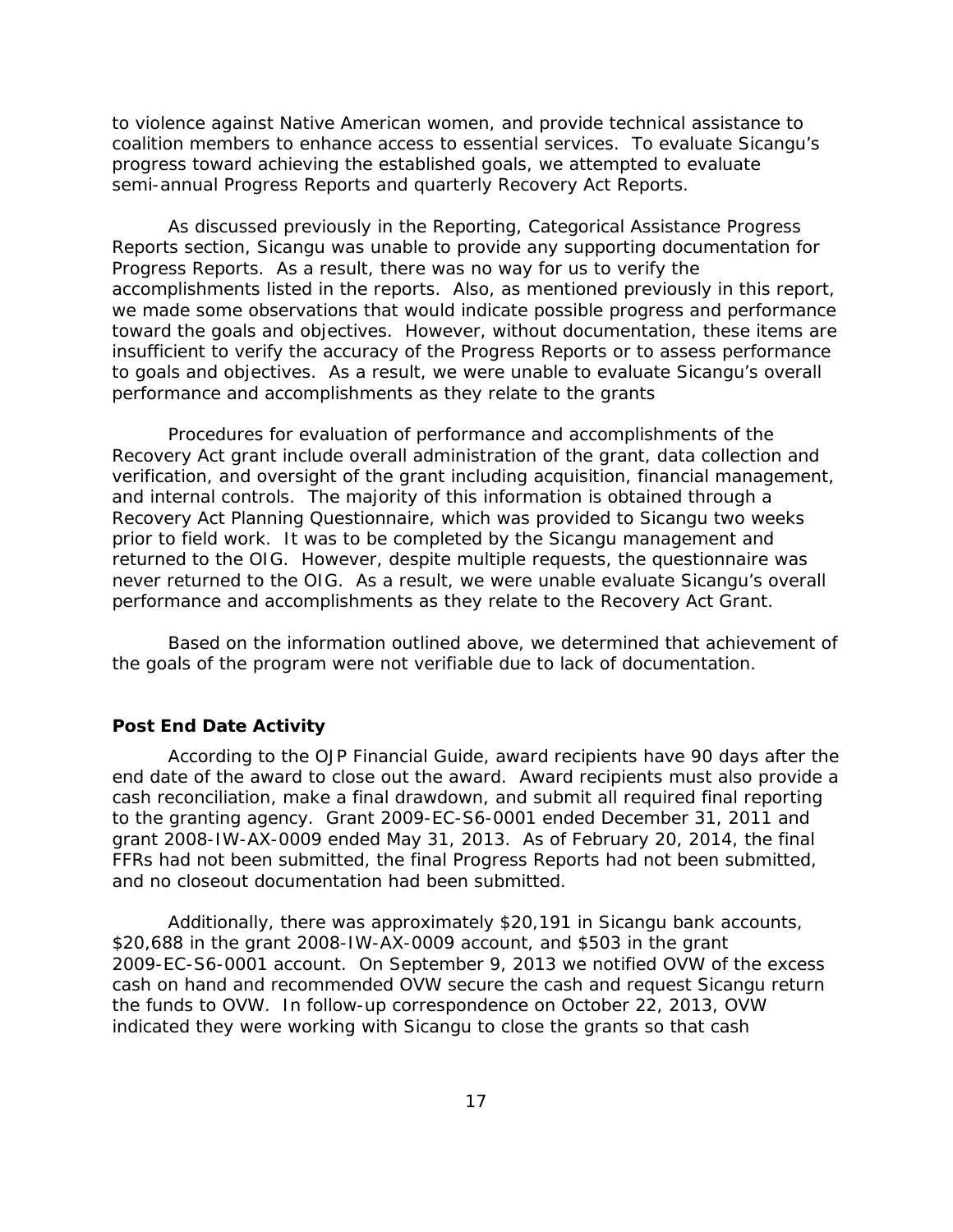to violence against Native American women, and provide technical assistance to coalition members to enhance access to essential services. To evaluate Sicangu's progress toward achieving the established goals, we attempted to evaluate semi-annual Progress Reports and quarterly Recovery Act Reports.

As discussed previously in the Reporting, Categorical Assistance Progress Reports section, Sicangu was unable to provide any supporting documentation for Progress Reports. As a result, there was no way for us to verify the accomplishments listed in the reports. Also, as mentioned previously in this report, we made some observations that would indicate possible progress and performance toward the goals and objectives. However, without documentation, these items are insufficient to verify the accuracy of the Progress Reports or to assess performance to goals and objectives. As a result, we were unable to evaluate Sicangu's overall performance and accomplishments as they relate to the grants

Procedures for evaluation of performance and accomplishments of the Recovery Act grant include overall administration of the grant, data collection and verification, and oversight of the grant including acquisition, financial management, and internal controls. The majority of this information is obtained through a Recovery Act Planning Questionnaire, which was provided to Sicangu two weeks prior to field work. It was to be completed by the Sicangu management and returned to the OIG. However, despite multiple requests, the questionnaire was never returned to the OIG. As a result, we were unable evaluate Sicangu's overall performance and accomplishments as they relate to the Recovery Act Grant.

Based on the information outlined above, we determined that achievement of the goals of the program were not verifiable due to lack of documentation.

### Post End Date Activity

According to the OJP Financial Guide, award recipients have 90 days after the end date of the award to close out the award. Award recipients must also provide a cash reconciliation, make a final drawdown, and submit all required final reporting to the granting agency. Grant 2009-EC-S6-0001 ended December 31, 2011 and grant 2008-IW-AX-0009 ended May 31, 2013. As of February 20, 2014, the final FFRs had not been submitted, the final Progress Reports had not been submitted, and no closeout documentation had been submitted.

Additionally, there was approximately $20,191 in Sicangu bank accounts, $20,688 in the grant 2008-IW-AX-0009 account, and $503 in the grant 2009-EC-S6-0001 account. On September 9, 2013 we notified OVW of the excess cash on hand and recommended OVW secure the cash and request Sicangu return the funds to OVW. In follow-up correspondence on October 22, 2013, OVW indicated they were working with Sicangu to close the grants so that cash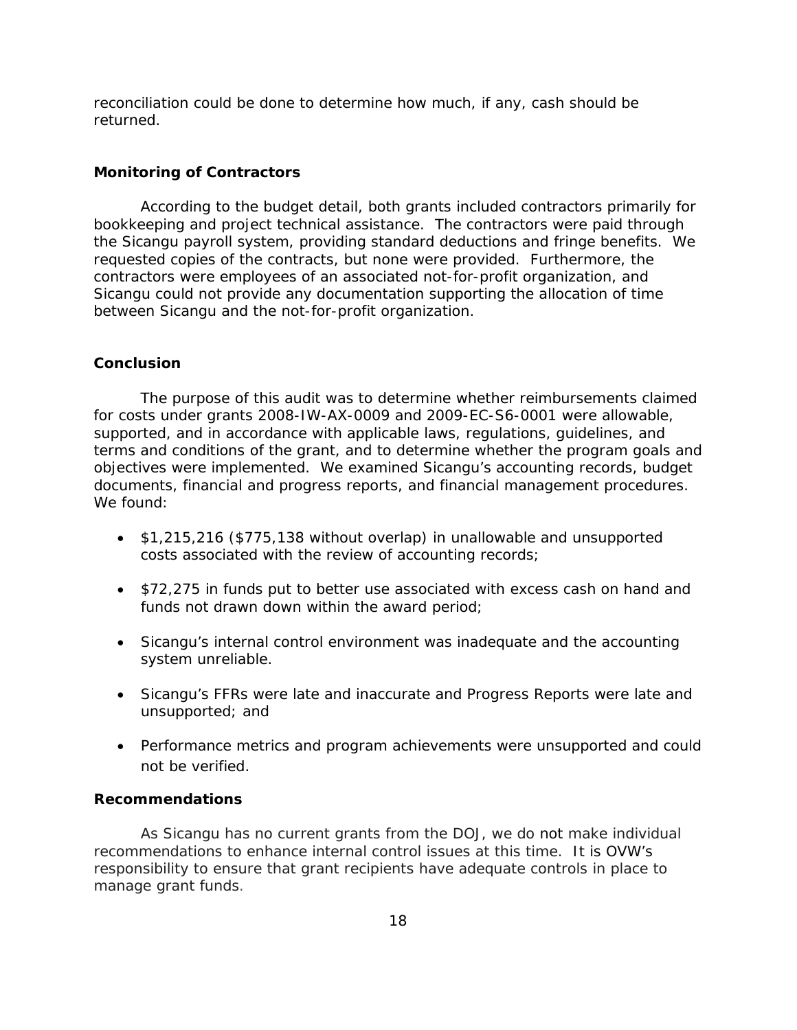reconciliation could be done to determine how much, if any, cash should be returned.

### Monitoring of Contractors

According to the budget detail, both grants included contractors primarily for bookkeeping and project technical assistance. The contractors were paid through the Sicangu payroll system, providing standard deductions and fringe benefits. We requested copies of the contracts, but none were provided. Furthermore, the contractors were employees of an associated not-for-profit organization, and Sicangu could not provide any documentation supporting the allocation of time between Sicangu and the not-for-profit organization.

### Conclusion

The purpose of this audit was to determine whether reimbursements claimed for costs under grants 2008-IW-AX-0009 and 2009-EC-S6-0001 were allowable, supported, and in accordance with applicable laws, regulations, guidelines, and terms and conditions of the grant, and to determine whether the program goals and objectives were implemented. We examined Sicangu's accounting records, budget documents, financial and progress reports, and financial management procedures. We found:

- $1,215,216 ($775,138 without overlap) in unallowable and unsupported costs associated with the review of accounting records;
- $72,275 in funds put to better use associated with excess cash on hand and funds not drawn down within the award period;
- Sicangu's internal control environment was inadequate and the accounting system unreliable.
- Sicangu's FFRs were late and inaccurate and Progress Reports were late and unsupported; and
- Performance metrics and program achievements were unsupported and could not be verified.

### Recommendations

As Sicangu has no current grants from the DOJ, we do not make individual recommendations to enhance internal control issues at this time. It is OVW's responsibility to ensure that grant recipients have adequate controls in place to manage grant funds.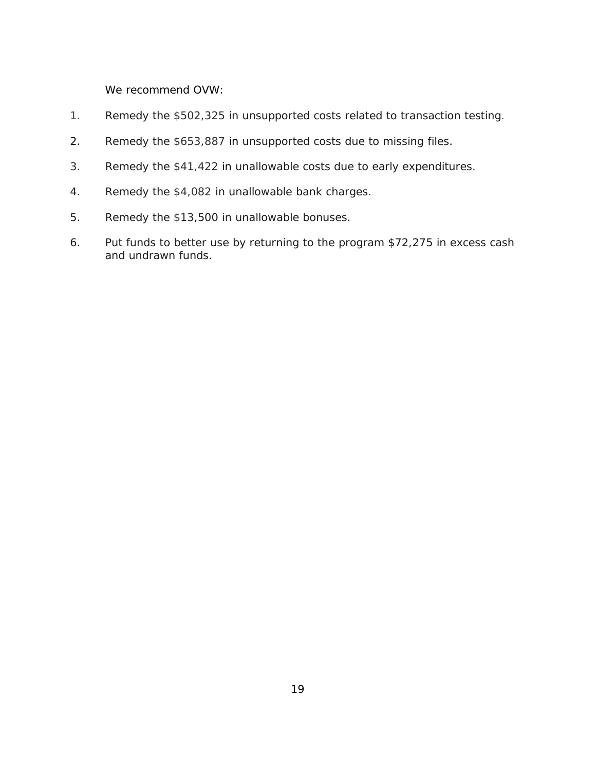We recommend OVW:

1. Remedy the $502,325 in unsupported costs related to transaction testing.

2. Remedy the $653,887 in unsupported costs due to missing files.

3. Remedy the $41,422 in unallowable costs due to early expenditures.

4. Remedy the $4,082 in unallowable bank charges.

5. Remedy the $13,500 in unallowable bonuses.

6. Put funds to better use by returning to the program $72,275 in excess cash and undrawn funds.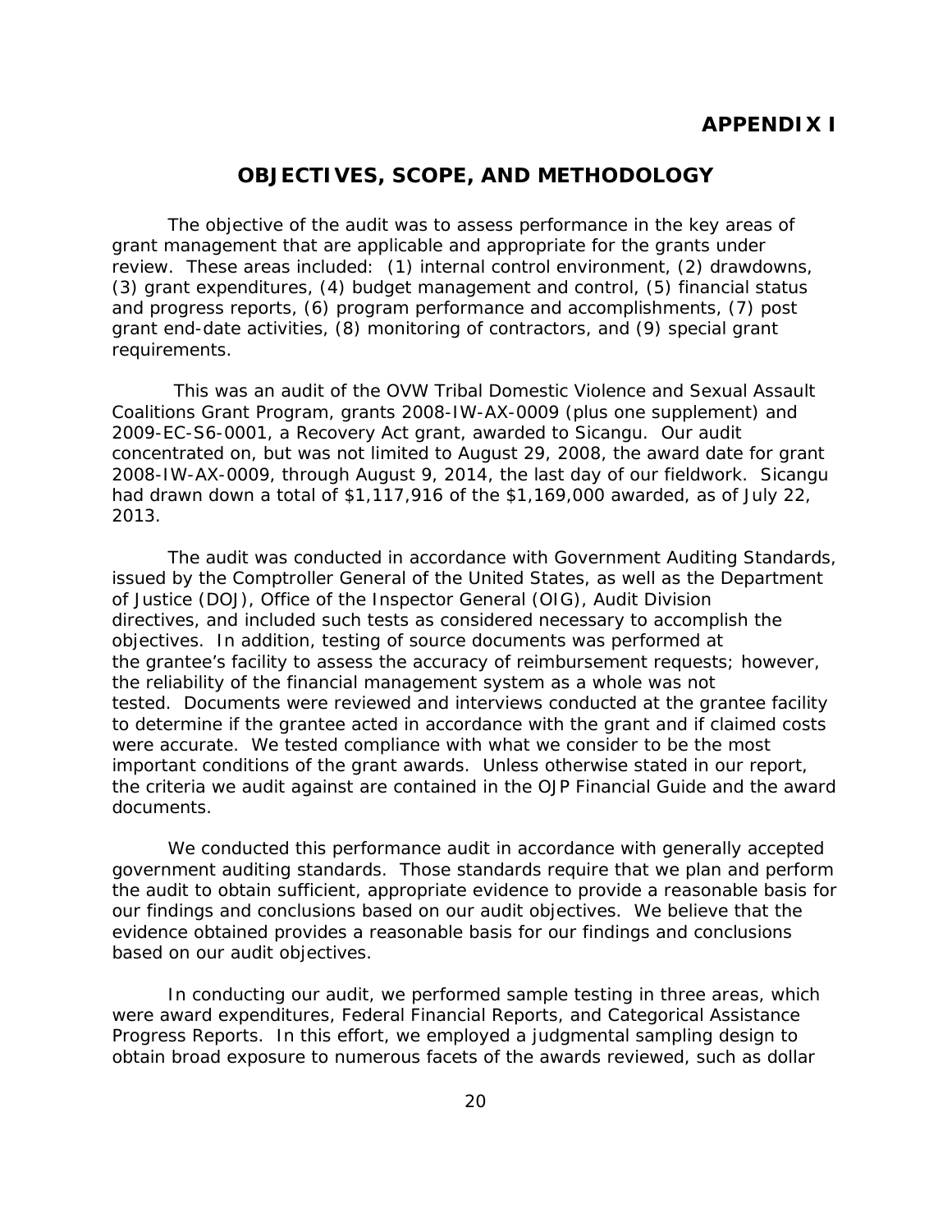# APPENDIX I

## OBJECTIVES, SCOPE, AND METHODOLOGY

The objective of the audit was to assess performance in the key areas of grant management that are applicable and appropriate for the grants under review. These areas included: (1) internal control environment, (2) drawdowns, (3) grant expenditures, (4) budget management and control, (5) financial status and progress reports, (6) program performance and accomplishments, (7) post grant end-date activities, (8) monitoring of contractors, and (9) special grant requirements.

This was an audit of the OVW Tribal Domestic Violence and Sexual Assault Coalitions Grant Program, grants 2008-IW-AX-0009 (plus one supplement) and 2009-EC-S6-0001, a Recovery Act grant, awarded to Sicangu. Our audit concentrated on, but was not limited to August 29, 2008, the award date for grant 2008-IW-AX-0009, through August 9, 2014, the last day of our fieldwork. Sicangu had drawn down a total of $1,117,916 of the $1,169,000 awarded, as of July 22, 2013.

The audit was conducted in accordance with Government Auditing Standards, issued by the Comptroller General of the United States, as well as the Department of Justice (DOJ), Office of the Inspector General (OIG), Audit Division directives, and included such tests as considered necessary to accomplish the objectives. In addition, testing of source documents was performed at the grantee's facility to assess the accuracy of reimbursement requests; however, the reliability of the financial management system as a whole was not tested. Documents were reviewed and interviews conducted at the grantee facility to determine if the grantee acted in accordance with the grant and if claimed costs were accurate. We tested compliance with what we consider to be the most important conditions of the grant awards. Unless otherwise stated in our report, the criteria we audit against are contained in the OJP Financial Guide and the award documents.

We conducted this performance audit in accordance with generally accepted government auditing standards. Those standards require that we plan and perform the audit to obtain sufficient, appropriate evidence to provide a reasonable basis for our findings and conclusions based on our audit objectives. We believe that the evidence obtained provides a reasonable basis for our findings and conclusions based on our audit objectives.

In conducting our audit, we performed sample testing in three areas, which were award expenditures, Federal Financial Reports, and Categorical Assistance Progress Reports. In this effort, we employed a judgmental sampling design to obtain broad exposure to numerous facets of the awards reviewed, such as dollar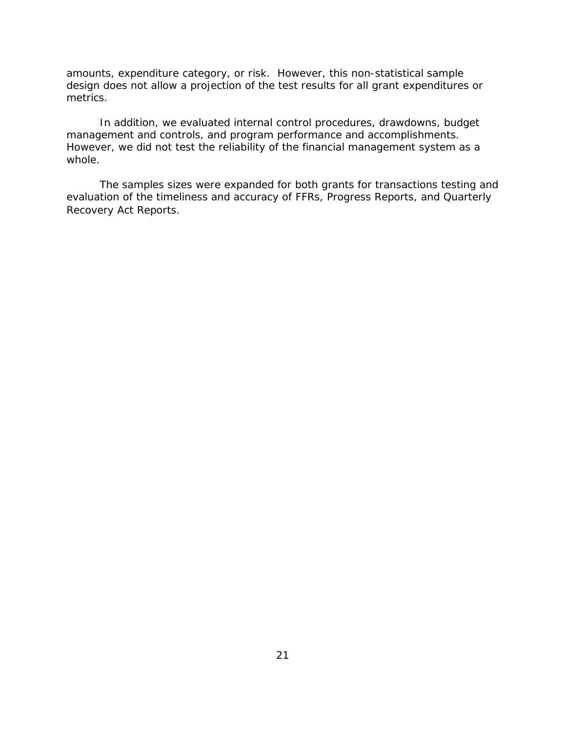amounts, expenditure category, or risk. However, this non-statistical sample design does not allow a projection of the test results for all grant expenditures or metrics.

In addition, we evaluated internal control procedures, drawdowns, budget management and controls, and program performance and accomplishments. However, we did not test the reliability of the financial management system as a whole.

The samples sizes were expanded for both grants for transactions testing and evaluation of the timeliness and accuracy of FFRs, Progress Reports, and Quarterly Recovery Act Reports.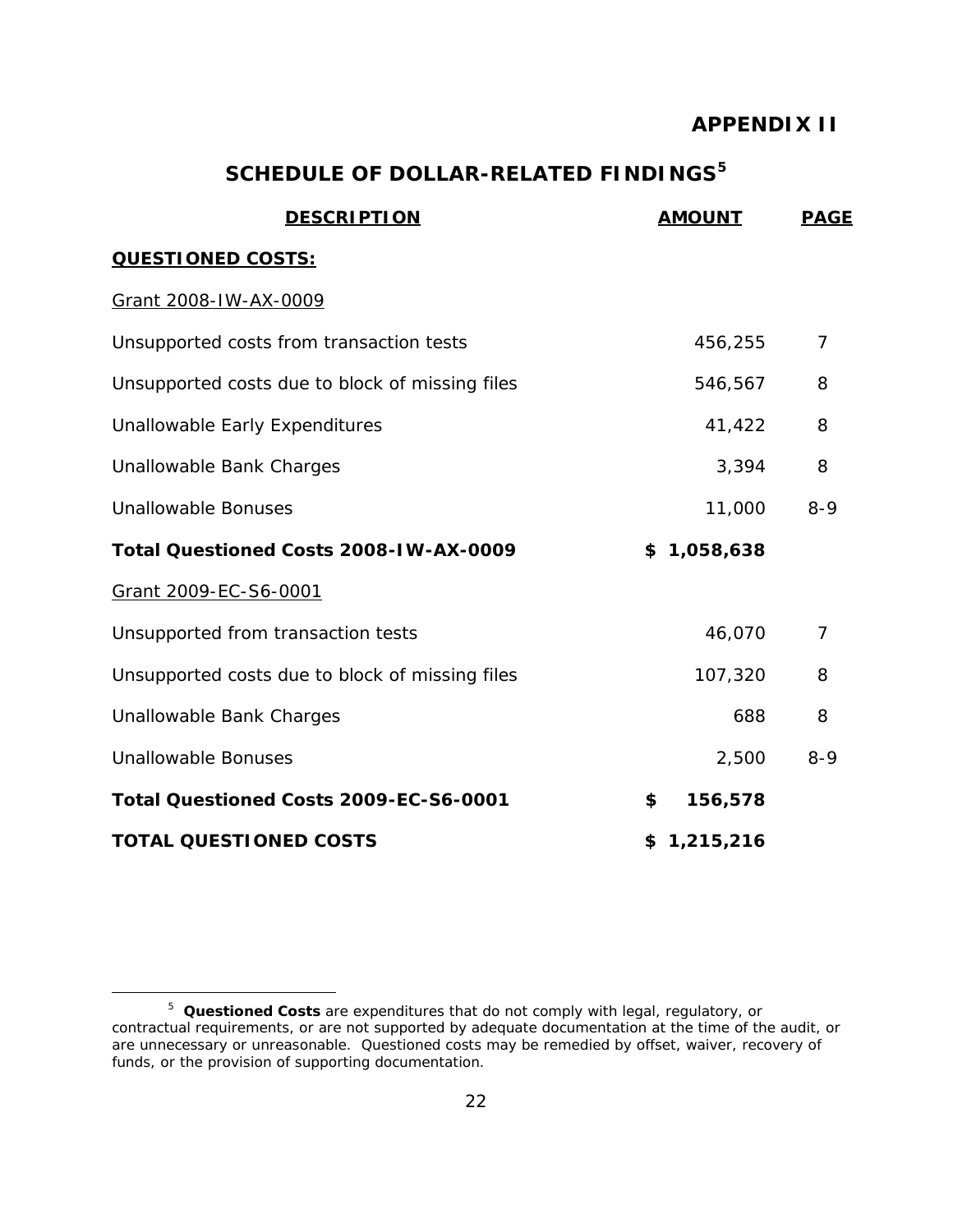# APPENDIX II

## SCHEDULE OF DOLLAR-RELATED FINDINGS[5]

| DESCRIPTION | AMOUNT | PAGE |
|---|---|---|
| **QUESTIONED COSTS:** | | |
| Grant 2008-IW-AX-0009 | | |
| Unsupported costs from transaction tests | 456,255 | 7 |
| Unsupported costs due to block of missing files | 546,567 | 8 |
| Unallowable Early Expenditures | 41,422 | 8 |
| Unallowable Bank Charges | 3,394 | 8 |
| Unallowable Bonuses | 11,000 | 8-9 |
| **Total Questioned Costs 2008-IW-AX-0009** | **$ 1,058,638** | |
| Grant 2009-EC-S6-0001 | | |
| Unsupported from transaction tests | 46,070 | 7 |
| Unsupported costs due to block of missing files | 107,320 | 8 |
| Unallowable Bank Charges | 688 | 8 |
| Unallowable Bonuses | 2,500 | 8-9 |
| **Total Questioned Costs 2009-EC-S6-0001** | **$ 156,578** | |
| **TOTAL QUESTIONED COSTS** | **$ 1,215,216** | |

[5] **Questioned Costs** are expenditures that do not comply with legal, regulatory, or contractual requirements, or are not supported by adequate documentation at the time of the audit, or are unnecessary or unreasonable. Questioned costs may be remedied by offset, waiver, recovery of funds, or the provision of supporting documentation.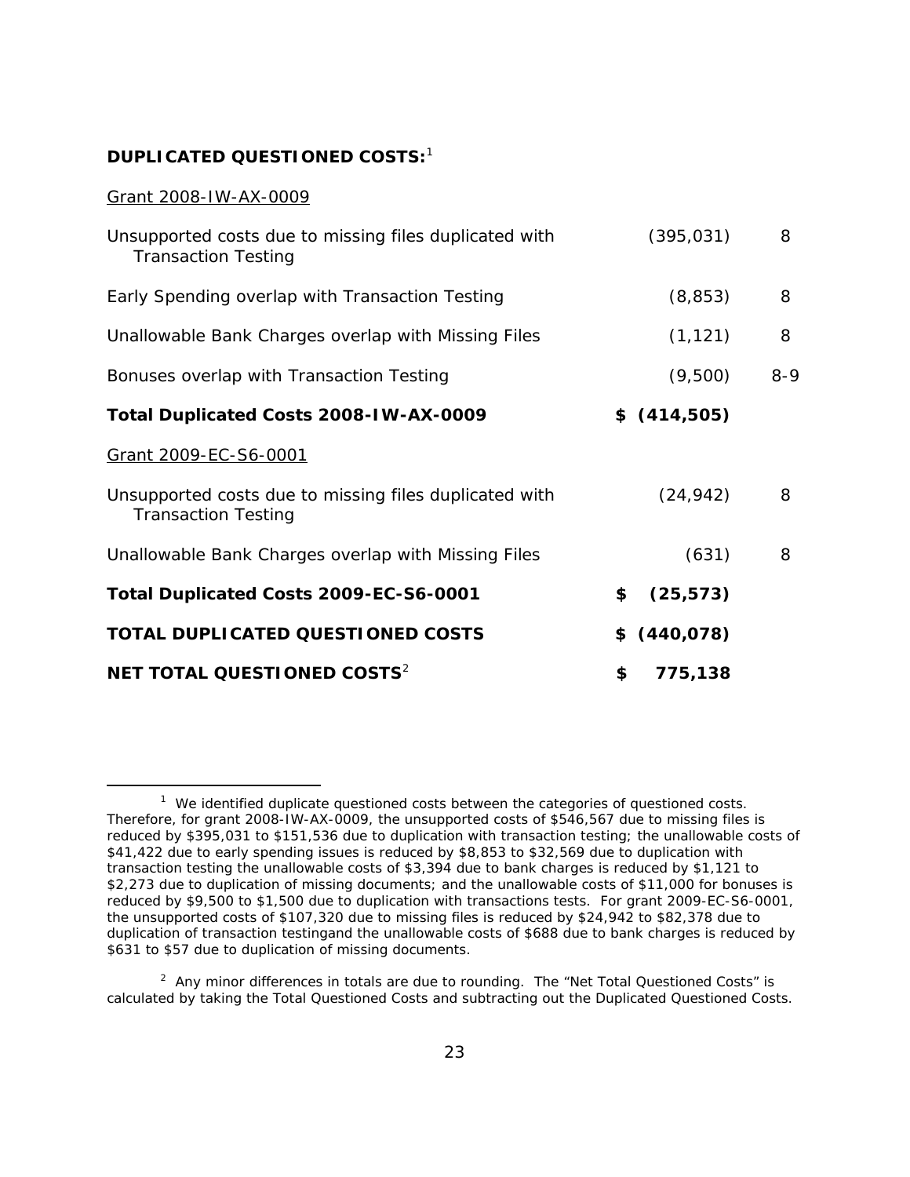**DUPLICATED QUESTIONED COSTS:**[1]

| | | |
|---|---|---|
| Grant 2008-IW-AX-0009 | | |
| Unsupported costs due to missing files duplicated with Transaction Testing | (395,031) | 8 |
| Early Spending overlap with Transaction Testing | (8,853) | 8 |
| Unallowable Bank Charges overlap with Missing Files | (1,121) | 8 |
| Bonuses overlap with Transaction Testing | (9,500) | 8-9 |
| **Total Duplicated Costs 2008-IW-AX-0009** | **$ (414,505)** | |
| Grant 2009-EC-S6-0001 | | |
| Unsupported costs due to missing files duplicated with Transaction Testing | (24,942) | 8 |
| Unallowable Bank Charges overlap with Missing Files | (631) | 8 |
| **Total Duplicated Costs 2009-EC-S6-0001** | **$ (25,573)** | |
| **TOTAL DUPLICATED QUESTIONED COSTS** | **$ (440,078)** | |
| **NET TOTAL QUESTIONED COSTS**[2] | **$ 775,138** | |

---

[1] We identified duplicate questioned costs between the categories of questioned costs. Therefore, for grant 2008-IW-AX-0009, the unsupported costs of $546,567 due to missing files is reduced by $395,031 to $151,536 due to duplication with transaction testing; the unallowable costs of $41,422 due to early spending issues is reduced by $8,853 to $32,569 due to duplication with transaction testing the unallowable costs of $3,394 due to bank charges is reduced by $1,121 to $2,273 due to duplication of missing documents; and the unallowable costs of $11,000 for bonuses is reduced by $9,500 to $1,500 due to duplication with transactions tests. For grant 2009-EC-S6-0001, the unsupported costs of $107,320 due to missing files is reduced by $24,942 to $82,378 due to duplication of transaction testingand the unallowable costs of $688 due to bank charges is reduced by $631 to $57 due to duplication of missing documents.

[2] Any minor differences in totals are due to rounding. The "Net Total Questioned Costs" is calculated by taking the Total Questioned Costs and subtracting out the Duplicated Questioned Costs.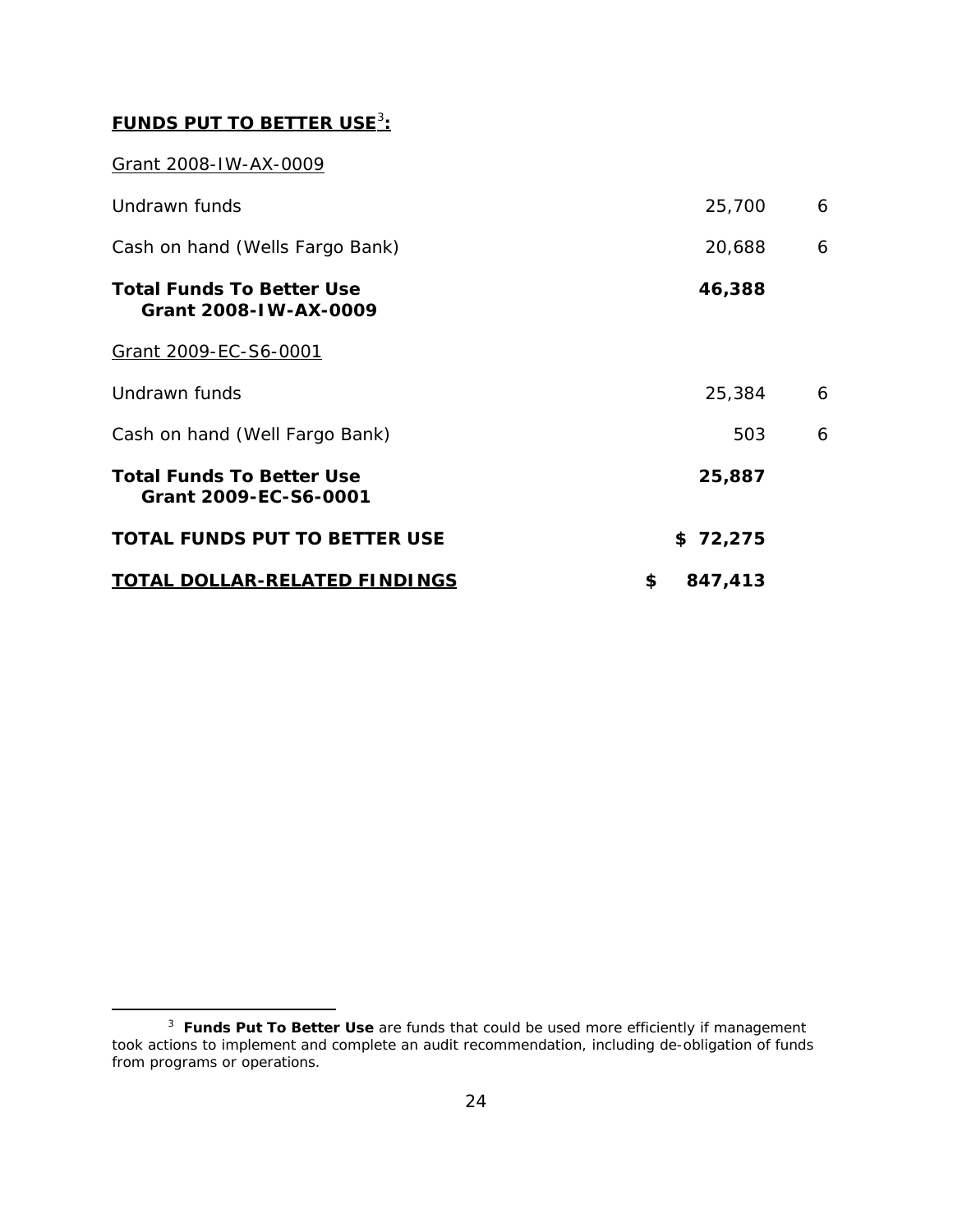## **FUNDS PUT TO BETTER USE**[3]**:**

Grant 2008-IW-AX-0009

| | | |
|---|---|---|
| Undrawn funds | 25,700 | 6 |
| Cash on hand (Wells Fargo Bank) | 20,688 | 6 |
| **Total Funds To Better Use Grant 2008-IW-AX-0009** | **46,388** | |

Grant 2009-EC-S6-0001

| | | |
|---|---|---|
| Undrawn funds | 25,384 | 6 |
| Cash on hand (Well Fargo Bank) | 503 | 6 |
| **Total Funds To Better Use Grant 2009-EC-S6-0001** | **25,887** | |
| **TOTAL FUNDS PUT TO BETTER USE** | **$ 72,275** | |
| **TOTAL DOLLAR-RELATED FINDINGS** | **$ 847,413** | |

[3] **Funds Put To Better Use** are funds that could be used more efficiently if management took actions to implement and complete an audit recommendation, including de-obligation of funds from programs or operations.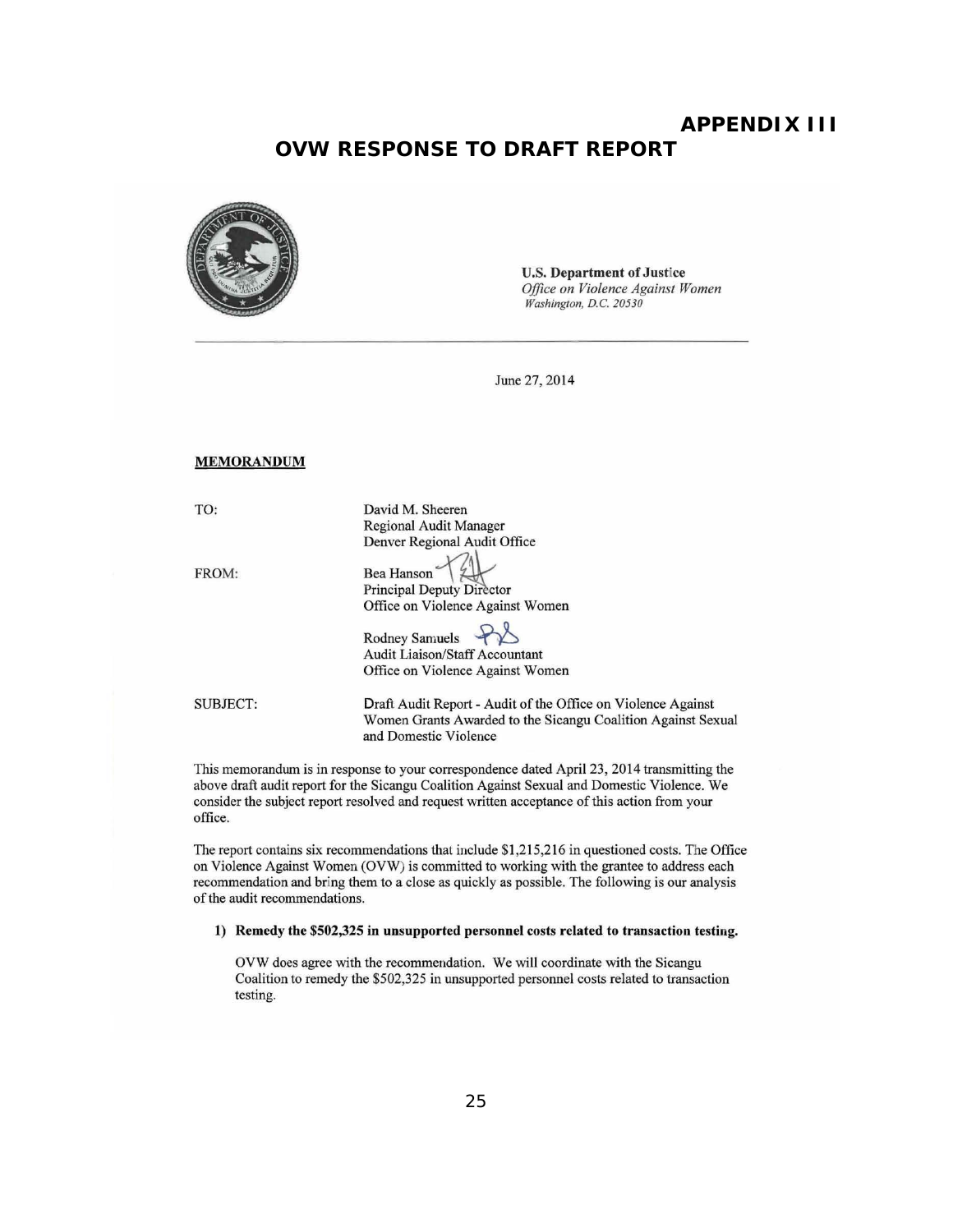# APPENDIX III

## OVW RESPONSE TO DRAFT REPORT

**U.S. Department of Justice**
*Office on Violence Against Women*
*Washington, D.C. 20530*

June 27, 2014

**MEMORANDUM**

TO: David M. Sheeren
Regional Audit Manager
Denver Regional Audit Office

FROM: Bea Hanson
Principal Deputy Director
Office on Violence Against Women

Rodney Samuels
Audit Liaison/Staff Accountant
Office on Violence Against Women

SUBJECT: Draft Audit Report - Audit of the Office on Violence Against Women Grants Awarded to the Sicangu Coalition Against Sexual and Domestic Violence

This memorandum is in response to your correspondence dated April 23, 2014 transmitting the above draft audit report for the Sicangu Coalition Against Sexual and Domestic Violence. We consider the subject report resolved and request written acceptance of this action from your office.

The report contains six recommendations that include $1,215,216 in questioned costs. The Office on Violence Against Women (OVW) is committed to working with the grantee to address each recommendation and bring them to a close as quickly as possible. The following is our analysis of the audit recommendations.

1) **Remedy the $502,325 in unsupported personnel costs related to transaction testing.**

   OVW does agree with the recommendation. We will coordinate with the Sicangu Coalition to remedy the $502,325 in unsupported personnel costs related to transaction testing.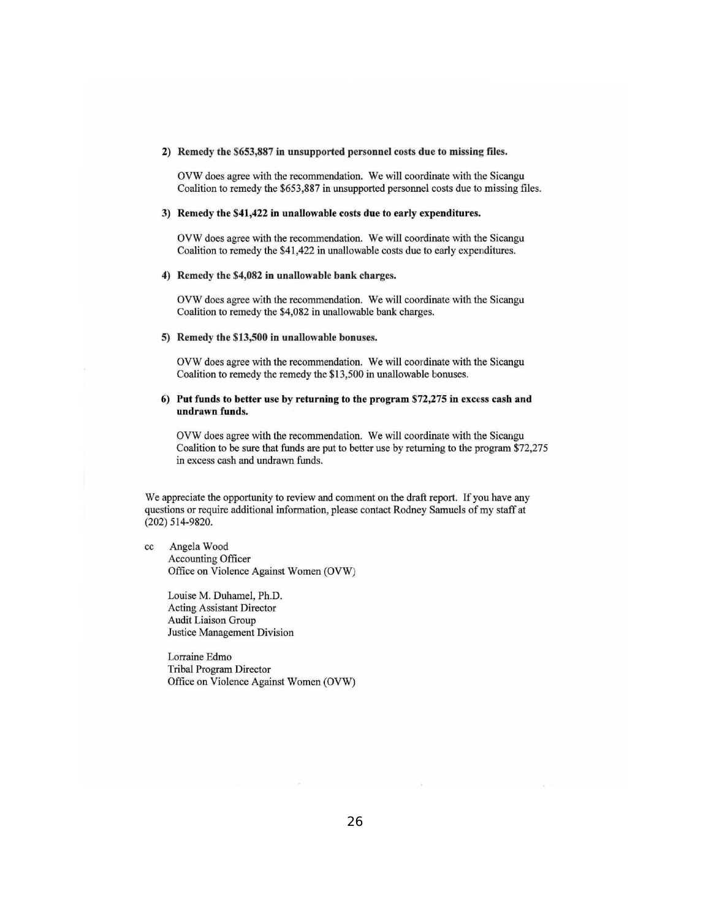2) **Remedy the $653,887 in unsupported personnel costs due to missing files.**

   OVW does agree with the recommendation. We will coordinate with the Sicangu Coalition to remedy the $653,887 in unsupported personnel costs due to missing files.

3) **Remedy the $41,422 in unallowable costs due to early expenditures.**

   OVW does agree with the recommendation. We will coordinate with the Sicangu Coalition to remedy the $41,422 in unallowable costs due to early expenditures.

4) **Remedy the $4,082 in unallowable bank charges.**

   OVW does agree with the recommendation. We will coordinate with the Sicangu Coalition to remedy the $4,082 in unallowable bank charges.

5) **Remedy the $13,500 in unallowable bonuses.**

   OVW does agree with the recommendation. We will coordinate with the Sicangu Coalition to remedy the remedy the $13,500 in unallowable bonuses.

6) **Put funds to better use by returning to the program $72,275 in excess cash and undrawn funds.**

   OVW does agree with the recommendation. We will coordinate with the Sicangu Coalition to be sure that funds are put to better use by returning to the program $72,275 in excess cash and undrawn funds.

We appreciate the opportunity to review and comment on the draft report. If you have any questions or require additional information, please contact Rodney Samuels of my staff at (202) 514-9820.

cc Angela Wood
Accounting Officer
Office on Violence Against Women (OVW)

Louise M. Duhamel, Ph.D.
Acting Assistant Director
Audit Liaison Group
Justice Management Division

Lorraine Edmo
Tribal Program Director
Office on Violence Against Women (OVW)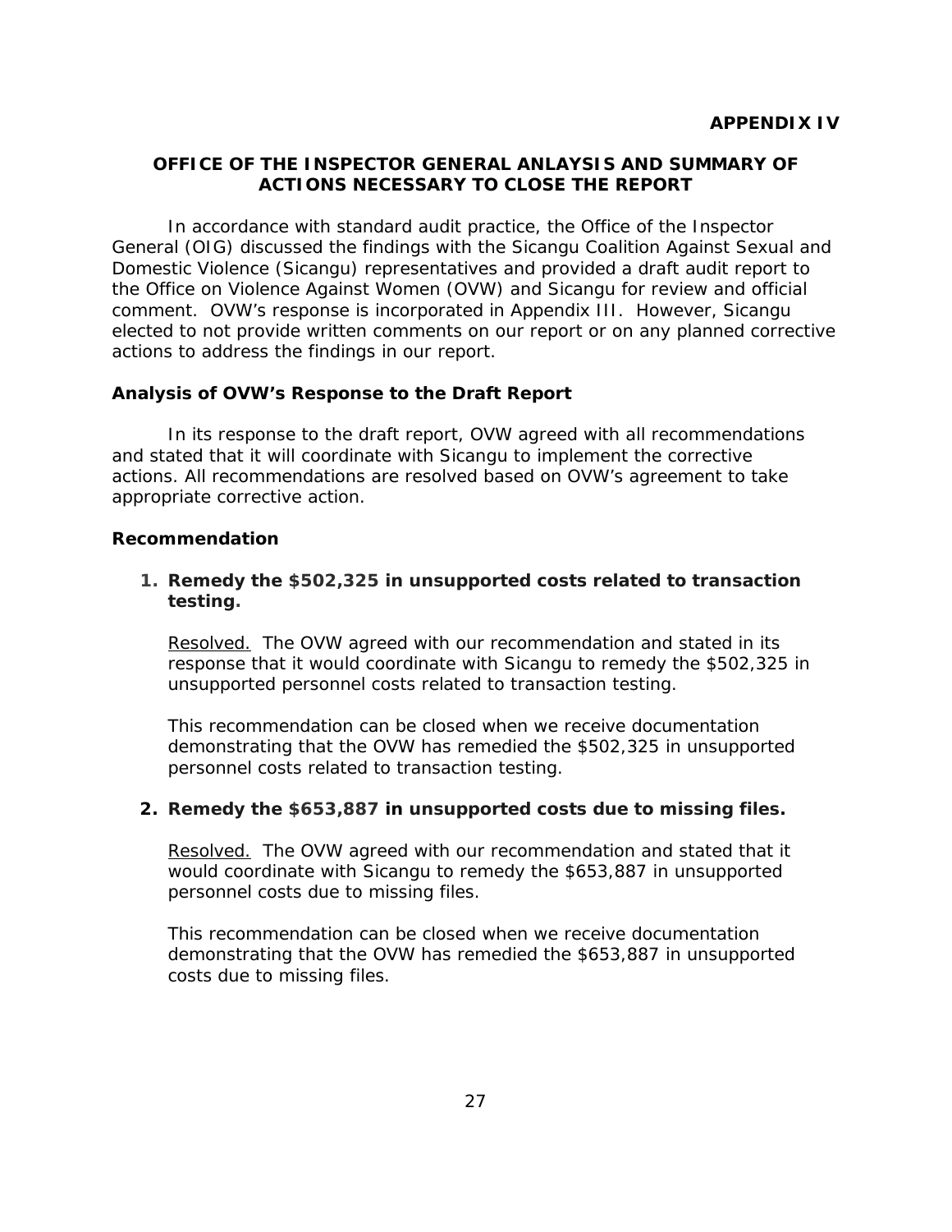**APPENDIX IV**

## OFFICE OF THE INSPECTOR GENERAL ANLAYSIS AND SUMMARY OF ACTIONS NECESSARY TO CLOSE THE REPORT

In accordance with standard audit practice, the Office of the Inspector General (OIG) discussed the findings with the Sicangu Coalition Against Sexual and Domestic Violence (Sicangu) representatives and provided a draft audit report to the Office on Violence Against Women (OVW) and Sicangu for review and official comment. OVW's response is incorporated in Appendix III. However, Sicangu elected to not provide written comments on our report or on any planned corrective actions to address the findings in our report.

### Analysis of OVW's Response to the Draft Report

In its response to the draft report, OVW agreed with all recommendations and stated that it will coordinate with Sicangu to implement the corrective actions. All recommendations are resolved based on OVW's agreement to take appropriate corrective action.

### Recommendation

1. **Remedy the $502,325 in unsupported costs related to transaction testing.**

   Resolved. The OVW agreed with our recommendation and stated in its response that it would coordinate with Sicangu to remedy the $502,325 in unsupported personnel costs related to transaction testing.

   This recommendation can be closed when we receive documentation demonstrating that the OVW has remedied the $502,325 in unsupported personnel costs related to transaction testing.

2. **Remedy the $653,887 in unsupported costs due to missing files.**

   Resolved. The OVW agreed with our recommendation and stated that it would coordinate with Sicangu to remedy the $653,887 in unsupported personnel costs due to missing files.

   This recommendation can be closed when we receive documentation demonstrating that the OVW has remedied the $653,887 in unsupported costs due to missing files.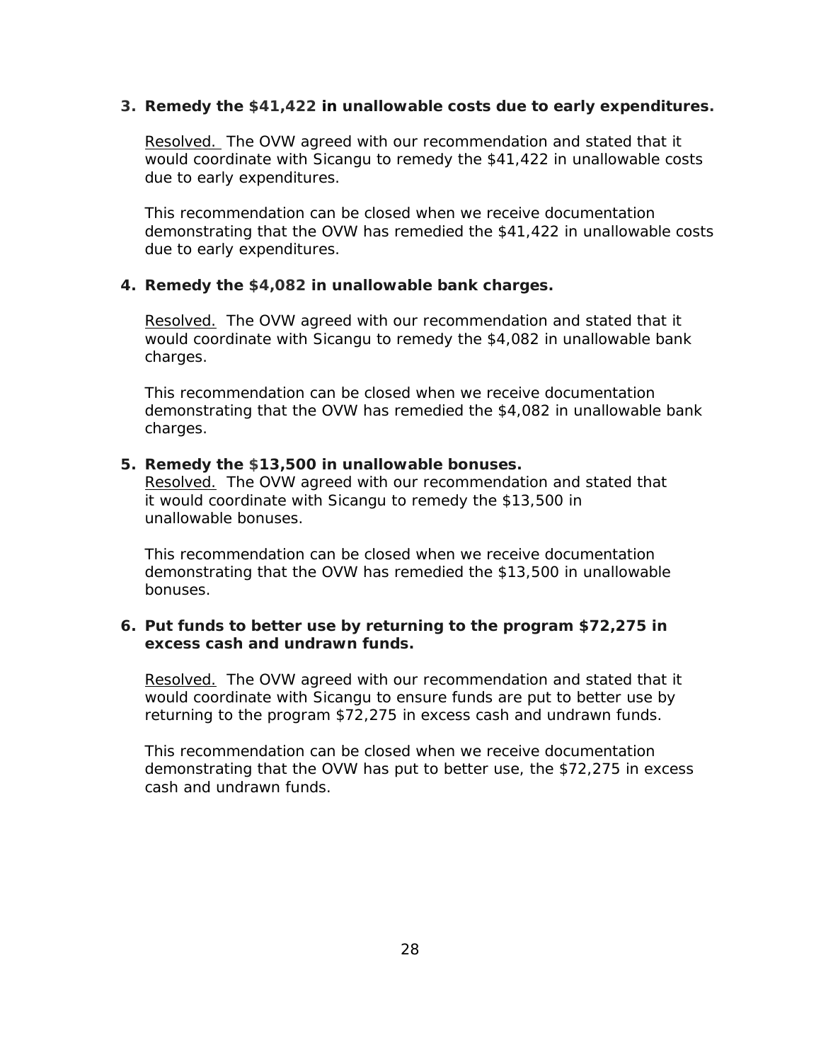3. **Remedy the $41,422 in unallowable costs due to early expenditures.**

   Resolved. The OVW agreed with our recommendation and stated that it would coordinate with Sicangu to remedy the $41,422 in unallowable costs due to early expenditures.

   This recommendation can be closed when we receive documentation demonstrating that the OVW has remedied the $41,422 in unallowable costs due to early expenditures.

4. **Remedy the $4,082 in unallowable bank charges.**

   Resolved. The OVW agreed with our recommendation and stated that it would coordinate with Sicangu to remedy the $4,082 in unallowable bank charges.

   This recommendation can be closed when we receive documentation demonstrating that the OVW has remedied the $4,082 in unallowable bank charges.

5. **Remedy the $13,500 in unallowable bonuses.**

   Resolved. The OVW agreed with our recommendation and stated that it would coordinate with Sicangu to remedy the $13,500 in unallowable bonuses.

   This recommendation can be closed when we receive documentation demonstrating that the OVW has remedied the $13,500 in unallowable bonuses.

6. **Put funds to better use by returning to the program $72,275 in excess cash and undrawn funds.**

   Resolved. The OVW agreed with our recommendation and stated that it would coordinate with Sicangu to ensure funds are put to better use by returning to the program $72,275 in excess cash and undrawn funds.

   This recommendation can be closed when we receive documentation demonstrating that the OVW has put to better use, the $72,275 in excess cash and undrawn funds.